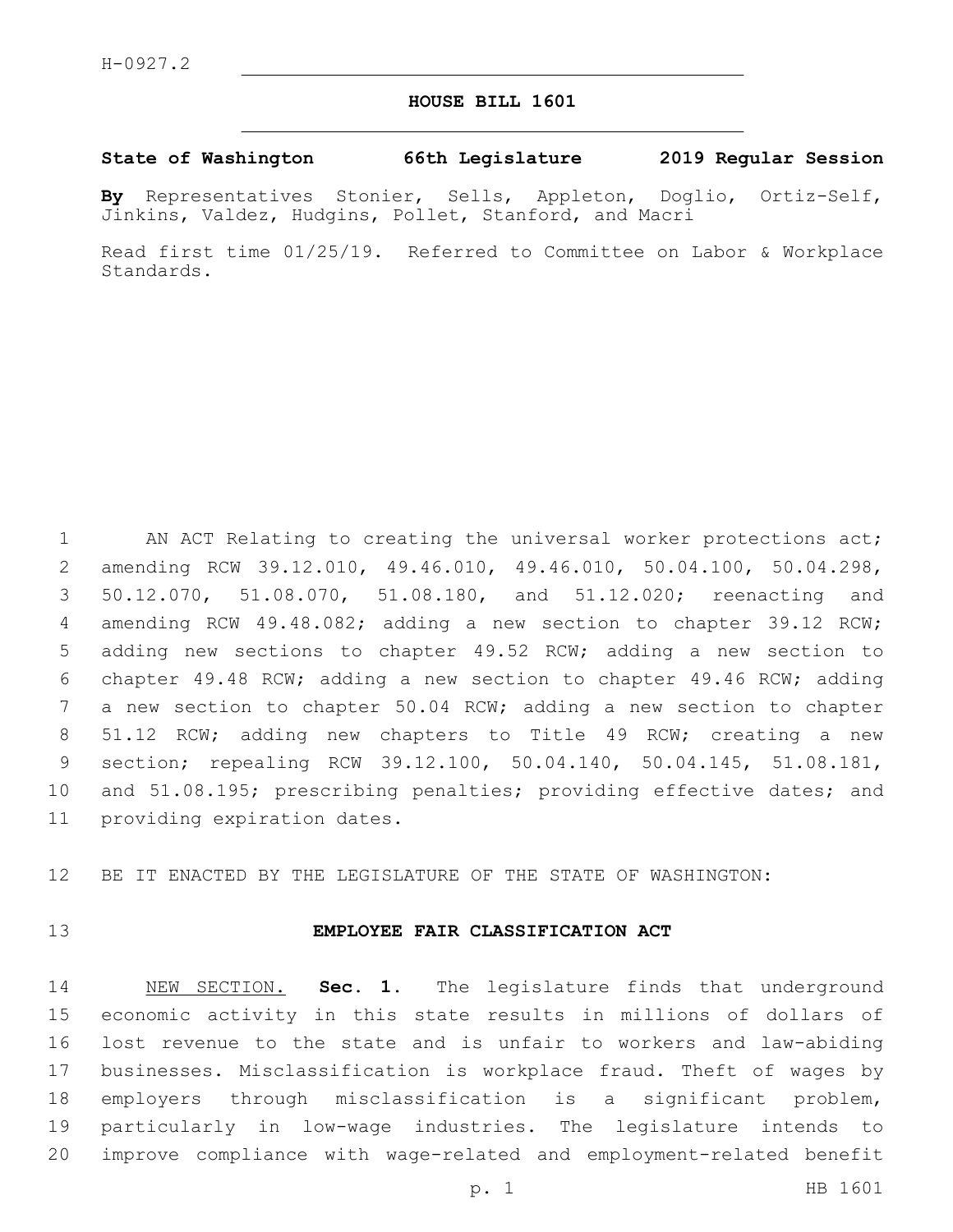H-0927.2

# HOUSE BILL 1601

**State of Washington 66th Legislature 2019 Regular Session**

**By** Representatives Stonier, Sells, Appleton, Doglio, Ortiz-Self, Jinkins, Valdez, Hudgins, Pollet, Stanford, and Macri

Read first time 01/25/19. Referred to Committee on Labor & Workplace Standards.

AN ACT Relating to creating the universal worker protections act; amending RCW 39.12.010, 49.46.010, 49.46.010, 50.04.100, 50.04.298, 50.12.070, 51.08.070, 51.08.180, and 51.12.020; reenacting and amending RCW 49.48.082; adding a new section to chapter 39.12 RCW; adding new sections to chapter 49.52 RCW; adding a new section to chapter 49.48 RCW; adding a new section to chapter 49.46 RCW; adding a new section to chapter 50.04 RCW; adding a new section to chapter 51.12 RCW; adding new chapters to Title 49 RCW; creating a new section; repealing RCW 39.12.100, 50.04.140, 50.04.145, 51.08.181, and 51.08.195; prescribing penalties; providing effective dates; and providing expiration dates.

BE IT ENACTED BY THE LEGISLATURE OF THE STATE OF WASHINGTON:

## EMPLOYEE FAIR CLASSIFICATION ACT

NEW SECTION. **Sec. 1.** The legislature finds that underground economic activity in this state results in millions of dollars of lost revenue to the state and is unfair to workers and law-abiding businesses. Misclassification is workplace fraud. Theft of wages by employers through misclassification is a significant problem, particularly in low-wage industries. The legislature intends to improve compliance with wage-related and employment-related benefit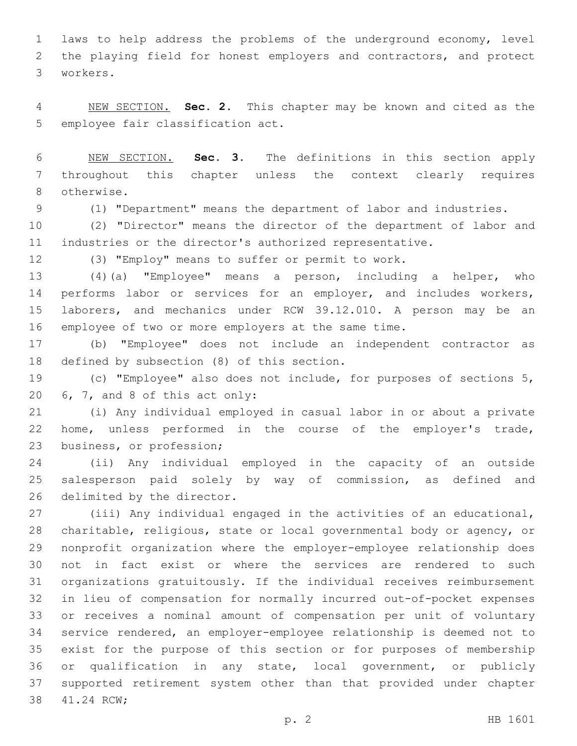laws to help address the problems of the underground economy, level the playing field for honest employers and contractors, and protect workers.

NEW SECTION. **Sec. 2.** This chapter may be known and cited as the employee fair classification act.

NEW SECTION. **Sec. 3.** The definitions in this section apply throughout this chapter unless the context clearly requires otherwise.

(1) "Department" means the department of labor and industries.

(2) "Director" means the director of the department of labor and industries or the director's authorized representative.

(3) "Employ" means to suffer or permit to work.

(4)(a) "Employee" means a person, including a helper, who performs labor or services for an employer, and includes workers, laborers, and mechanics under RCW 39.12.010. A person may be an employee of two or more employers at the same time.

(b) "Employee" does not include an independent contractor as defined by subsection (8) of this section.

(c) "Employee" also does not include, for purposes of sections 5, 6, 7, and 8 of this act only:

(i) Any individual employed in casual labor in or about a private home, unless performed in the course of the employer's trade, business, or profession;

(ii) Any individual employed in the capacity of an outside salesperson paid solely by way of commission, as defined and delimited by the director.

(iii) Any individual engaged in the activities of an educational, charitable, religious, state or local governmental body or agency, or nonprofit organization where the employer-employee relationship does not in fact exist or where the services are rendered to such organizations gratuitously. If the individual receives reimbursement in lieu of compensation for normally incurred out-of-pocket expenses or receives a nominal amount of compensation per unit of voluntary service rendered, an employer-employee relationship is deemed not to exist for the purpose of this section or for purposes of membership or qualification in any state, local government, or publicly supported retirement system other than that provided under chapter 41.24 RCW;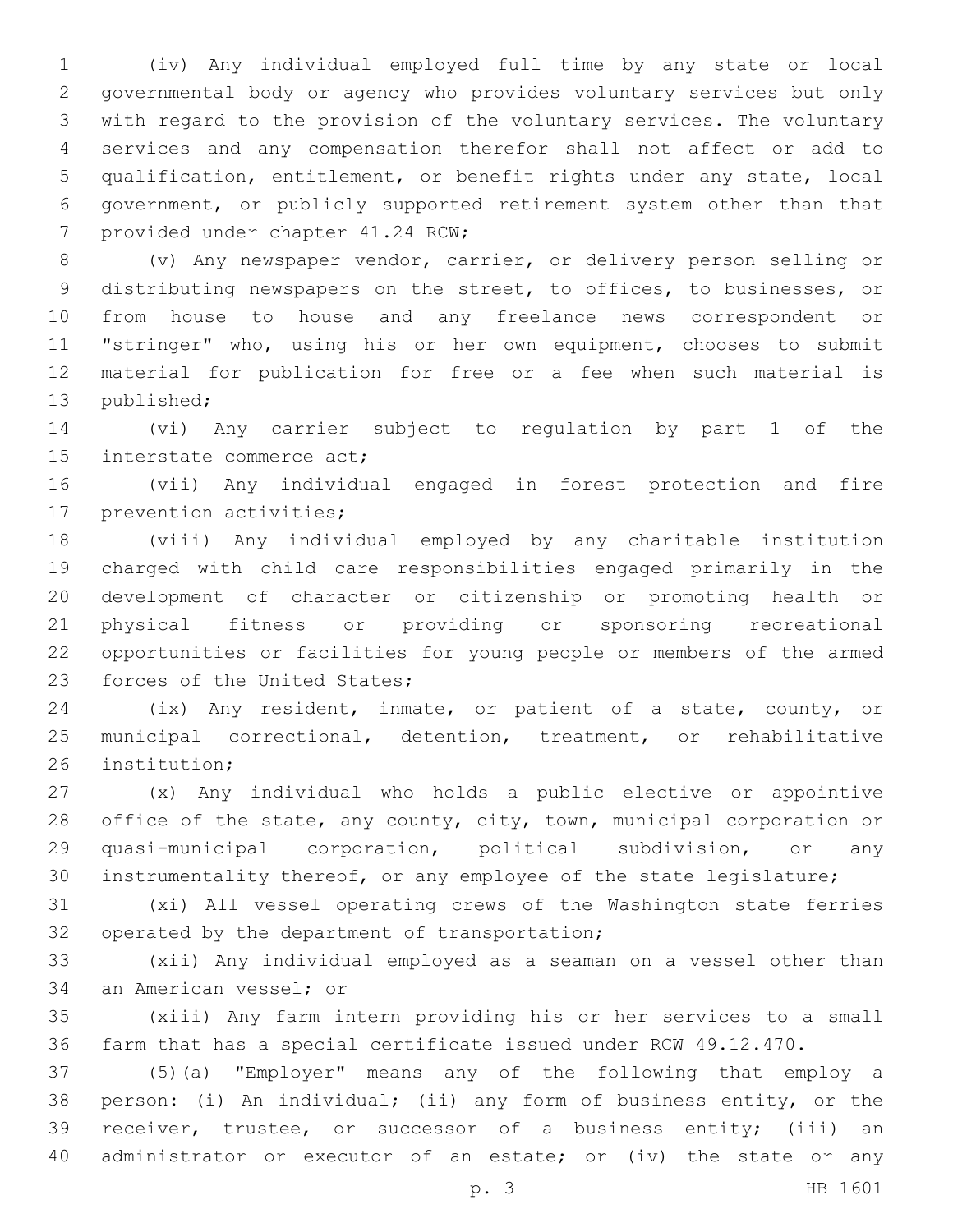(iv) Any individual employed full time by any state or local governmental body or agency who provides voluntary services but only with regard to the provision of the voluntary services. The voluntary services and any compensation therefor shall not affect or add to qualification, entitlement, or benefit rights under any state, local government, or publicly supported retirement system other than that provided under chapter 41.24 RCW;

(v) Any newspaper vendor, carrier, or delivery person selling or distributing newspapers on the street, to offices, to businesses, or from house to house and any freelance news correspondent or "stringer" who, using his or her own equipment, chooses to submit material for publication for free or a fee when such material is published;

(vi) Any carrier subject to regulation by part 1 of the interstate commerce act;

(vii) Any individual engaged in forest protection and fire prevention activities;

(viii) Any individual employed by any charitable institution charged with child care responsibilities engaged primarily in the development of character or citizenship or promoting health or physical fitness or providing or sponsoring recreational opportunities or facilities for young people or members of the armed forces of the United States;

(ix) Any resident, inmate, or patient of a state, county, or municipal correctional, detention, treatment, or rehabilitative institution;

(x) Any individual who holds a public elective or appointive office of the state, any county, city, town, municipal corporation or quasi-municipal corporation, political subdivision, or any instrumentality thereof, or any employee of the state legislature;

(xi) All vessel operating crews of the Washington state ferries operated by the department of transportation;

(xii) Any individual employed as a seaman on a vessel other than an American vessel; or

(xiii) Any farm intern providing his or her services to a small farm that has a special certificate issued under RCW 49.12.470.

(5)(a) "Employer" means any of the following that employ a person: (i) An individual; (ii) any form of business entity, or the receiver, trustee, or successor of a business entity; (iii) an administrator or executor of an estate; or (iv) the state or any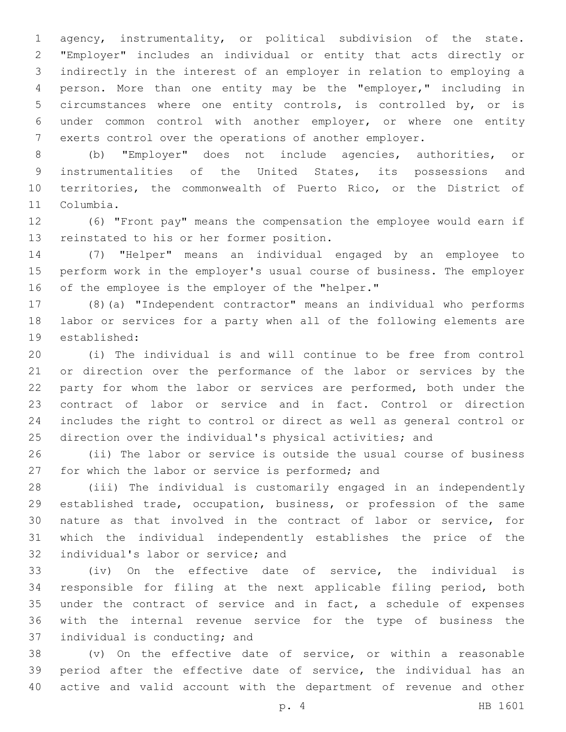agency, instrumentality, or political subdivision of the state. "Employer" includes an individual or entity that acts directly or indirectly in the interest of an employer in relation to employing a person. More than one entity may be the "employer," including in circumstances where one entity controls, is controlled by, or is under common control with another employer, or where one entity exerts control over the operations of another employer.

(b) "Employer" does not include agencies, authorities, or instrumentalities of the United States, its possessions and territories, the commonwealth of Puerto Rico, or the District of Columbia.

(6) "Front pay" means the compensation the employee would earn if reinstated to his or her former position.

(7) "Helper" means an individual engaged by an employee to perform work in the employer's usual course of business. The employer of the employee is the employer of the "helper."

(8)(a) "Independent contractor" means an individual who performs labor or services for a party when all of the following elements are established:

(i) The individual is and will continue to be free from control or direction over the performance of the labor or services by the party for whom the labor or services are performed, both under the contract of labor or service and in fact. Control or direction includes the right to control or direct as well as general control or direction over the individual's physical activities; and

(ii) The labor or service is outside the usual course of business for which the labor or service is performed; and

(iii) The individual is customarily engaged in an independently established trade, occupation, business, or profession of the same nature as that involved in the contract of labor or service, for which the individual independently establishes the price of the individual's labor or service; and

(iv) On the effective date of service, the individual is responsible for filing at the next applicable filing period, both under the contract of service and in fact, a schedule of expenses with the internal revenue service for the type of business the individual is conducting; and

(v) On the effective date of service, or within a reasonable period after the effective date of service, the individual has an active and valid account with the department of revenue and other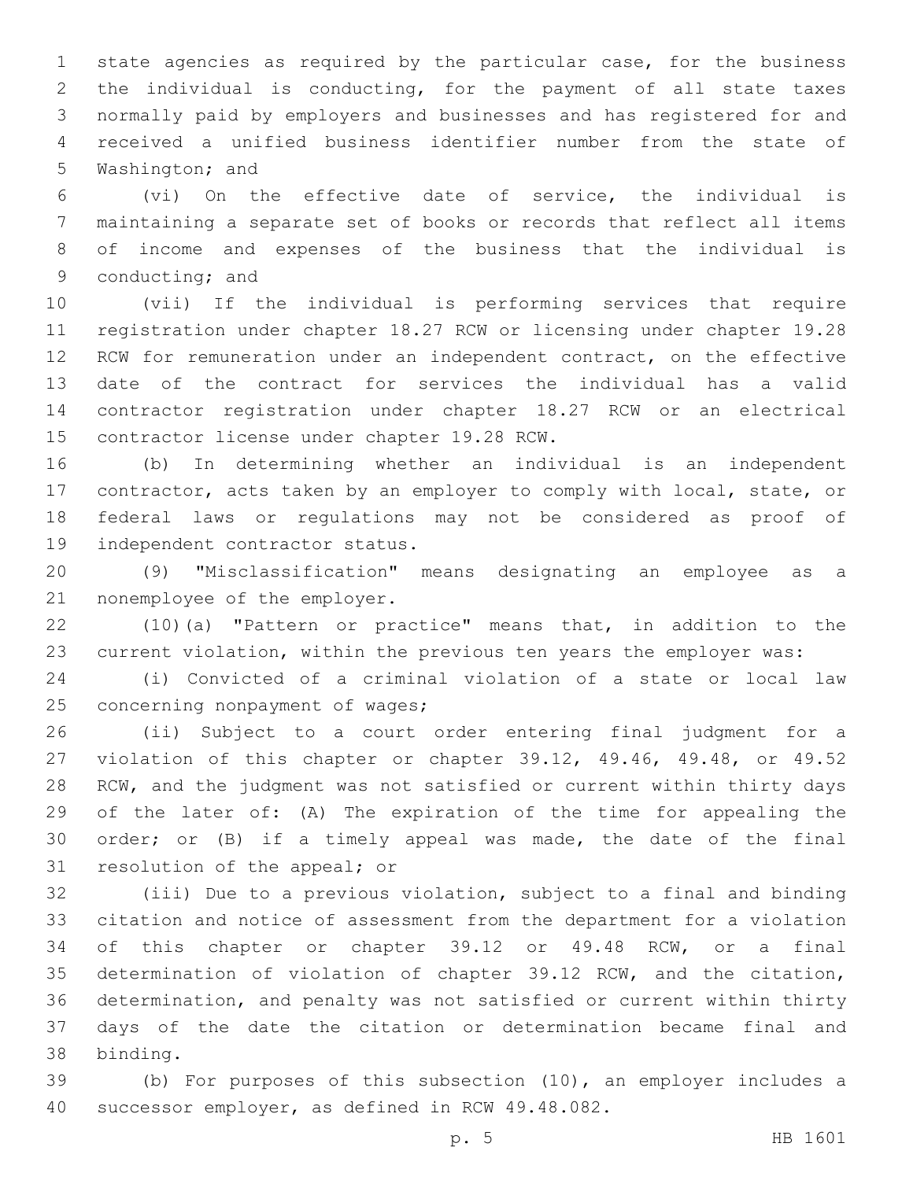state agencies as required by the particular case, for the business the individual is conducting, for the payment of all state taxes normally paid by employers and businesses and has registered for and received a unified business identifier number from the state of Washington; and

(vi) On the effective date of service, the individual is maintaining a separate set of books or records that reflect all items of income and expenses of the business that the individual is conducting; and

(vii) If the individual is performing services that require registration under chapter 18.27 RCW or licensing under chapter 19.28 RCW for remuneration under an independent contract, on the effective date of the contract for services the individual has a valid contractor registration under chapter 18.27 RCW or an electrical contractor license under chapter 19.28 RCW.

(b) In determining whether an individual is an independent contractor, acts taken by an employer to comply with local, state, or federal laws or regulations may not be considered as proof of independent contractor status.

(9) "Misclassification" means designating an employee as a nonemployee of the employer.

(10)(a) "Pattern or practice" means that, in addition to the current violation, within the previous ten years the employer was:

(i) Convicted of a criminal violation of a state or local law concerning nonpayment of wages;

(ii) Subject to a court order entering final judgment for a violation of this chapter or chapter 39.12, 49.46, 49.48, or 49.52 RCW, and the judgment was not satisfied or current within thirty days of the later of: (A) The expiration of the time for appealing the order; or (B) if a timely appeal was made, the date of the final resolution of the appeal; or

(iii) Due to a previous violation, subject to a final and binding citation and notice of assessment from the department for a violation of this chapter or chapter 39.12 or 49.48 RCW, or a final determination of violation of chapter 39.12 RCW, and the citation, determination, and penalty was not satisfied or current within thirty days of the date the citation or determination became final and binding.

(b) For purposes of this subsection (10), an employer includes a successor employer, as defined in RCW 49.48.082.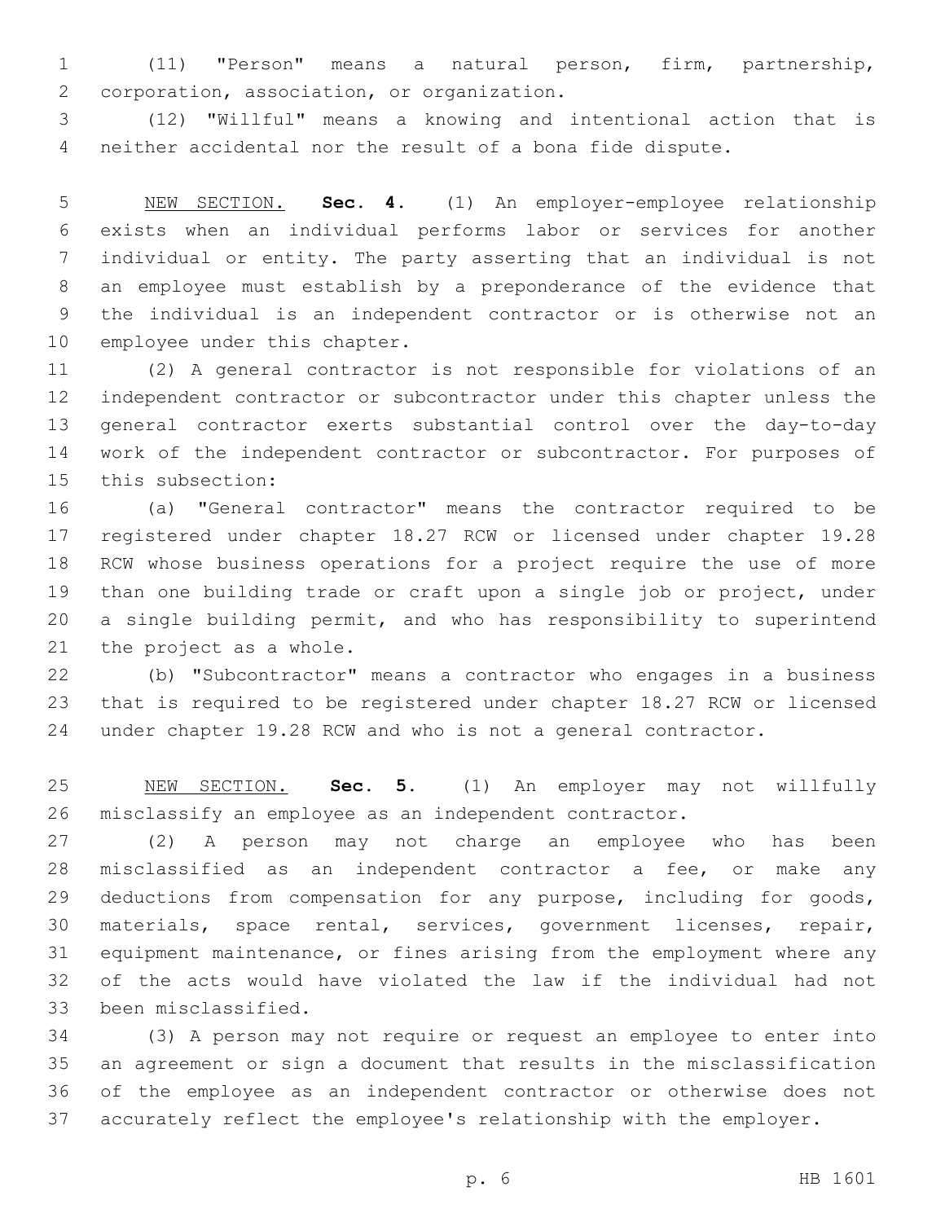(11) "Person" means a natural person, firm, partnership, corporation, association, or organization.

(12) "Willful" means a knowing and intentional action that is neither accidental nor the result of a bona fide dispute.

NEW SECTION. **Sec. 4.** (1) An employer-employee relationship exists when an individual performs labor or services for another individual or entity. The party asserting that an individual is not an employee must establish by a preponderance of the evidence that the individual is an independent contractor or is otherwise not an employee under this chapter.

(2) A general contractor is not responsible for violations of an independent contractor or subcontractor under this chapter unless the general contractor exerts substantial control over the day-to-day work of the independent contractor or subcontractor. For purposes of this subsection:

(a) "General contractor" means the contractor required to be registered under chapter 18.27 RCW or licensed under chapter 19.28 RCW whose business operations for a project require the use of more than one building trade or craft upon a single job or project, under a single building permit, and who has responsibility to superintend the project as a whole.

(b) "Subcontractor" means a contractor who engages in a business that is required to be registered under chapter 18.27 RCW or licensed under chapter 19.28 RCW and who is not a general contractor.

NEW SECTION. **Sec. 5.** (1) An employer may not willfully misclassify an employee as an independent contractor.

(2) A person may not charge an employee who has been misclassified as an independent contractor a fee, or make any deductions from compensation for any purpose, including for goods, materials, space rental, services, government licenses, repair, equipment maintenance, or fines arising from the employment where any of the acts would have violated the law if the individual had not been misclassified.

(3) A person may not require or request an employee to enter into an agreement or sign a document that results in the misclassification of the employee as an independent contractor or otherwise does not accurately reflect the employee's relationship with the employer.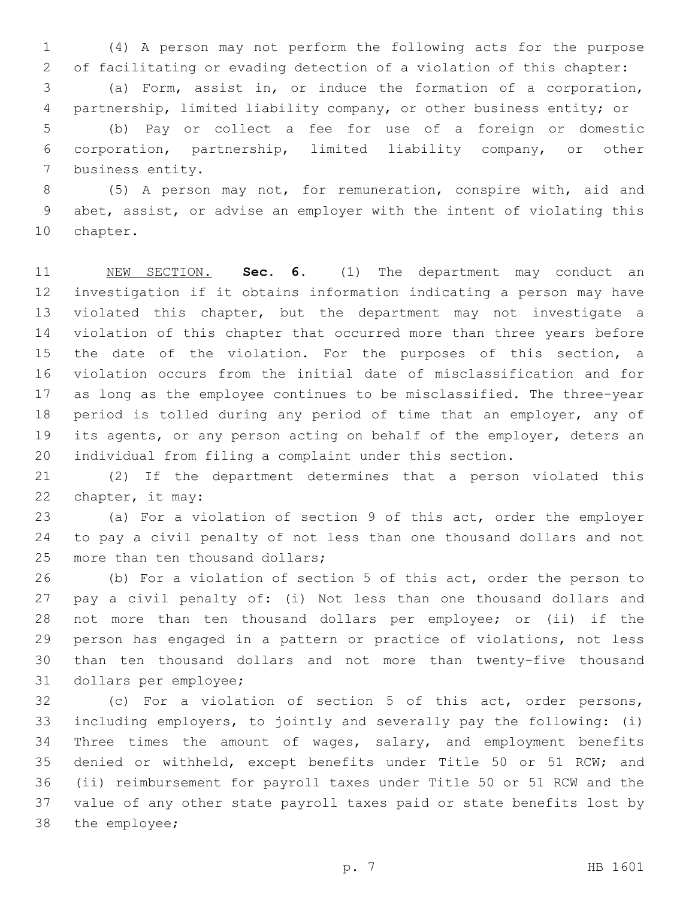(4) A person may not perform the following acts for the purpose of facilitating or evading detection of a violation of this chapter:

(a) Form, assist in, or induce the formation of a corporation, partnership, limited liability company, or other business entity; or

(b) Pay or collect a fee for use of a foreign or domestic corporation, partnership, limited liability company, or other business entity.

(5) A person may not, for remuneration, conspire with, aid and abet, assist, or advise an employer with the intent of violating this chapter.

NEW SECTION. **Sec. 6.** (1) The department may conduct an investigation if it obtains information indicating a person may have violated this chapter, but the department may not investigate a violation of this chapter that occurred more than three years before the date of the violation. For the purposes of this section, a violation occurs from the initial date of misclassification and for as long as the employee continues to be misclassified. The three-year period is tolled during any period of time that an employer, any of its agents, or any person acting on behalf of the employer, deters an individual from filing a complaint under this section.

(2) If the department determines that a person violated this chapter, it may:

(a) For a violation of section 9 of this act, order the employer to pay a civil penalty of not less than one thousand dollars and not more than ten thousand dollars;

(b) For a violation of section 5 of this act, order the person to pay a civil penalty of: (i) Not less than one thousand dollars and not more than ten thousand dollars per employee; or (ii) if the person has engaged in a pattern or practice of violations, not less than ten thousand dollars and not more than twenty-five thousand dollars per employee;

(c) For a violation of section 5 of this act, order persons, including employers, to jointly and severally pay the following: (i) Three times the amount of wages, salary, and employment benefits denied or withheld, except benefits under Title 50 or 51 RCW; and (ii) reimbursement for payroll taxes under Title 50 or 51 RCW and the value of any other state payroll taxes paid or state benefits lost by the employee;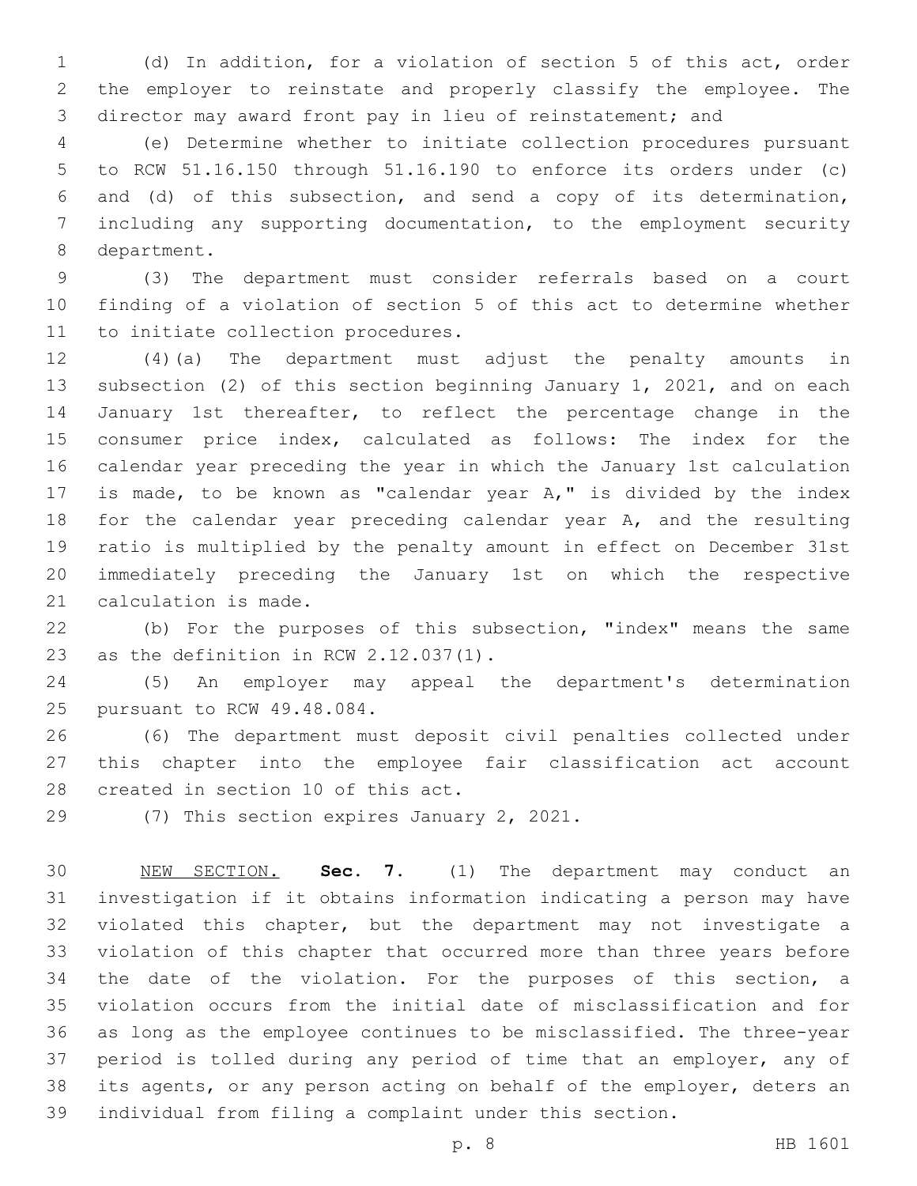(d) In addition, for a violation of section 5 of this act, order the employer to reinstate and properly classify the employee. The director may award front pay in lieu of reinstatement; and

(e) Determine whether to initiate collection procedures pursuant to RCW 51.16.150 through 51.16.190 to enforce its orders under (c) and (d) of this subsection, and send a copy of its determination, including any supporting documentation, to the employment security department.

(3) The department must consider referrals based on a court finding of a violation of section 5 of this act to determine whether to initiate collection procedures.

(4)(a) The department must adjust the penalty amounts in subsection (2) of this section beginning January 1, 2021, and on each January 1st thereafter, to reflect the percentage change in the consumer price index, calculated as follows: The index for the calendar year preceding the year in which the January 1st calculation is made, to be known as "calendar year A," is divided by the index for the calendar year preceding calendar year A, and the resulting ratio is multiplied by the penalty amount in effect on December 31st immediately preceding the January 1st on which the respective calculation is made.

(b) For the purposes of this subsection, "index" means the same as the definition in RCW 2.12.037(1).

(5) An employer may appeal the department's determination pursuant to RCW 49.48.084.

(6) The department must deposit civil penalties collected under this chapter into the employee fair classification act account created in section 10 of this act.

(7) This section expires January 2, 2021.

NEW SECTION. **Sec. 7.** (1) The department may conduct an investigation if it obtains information indicating a person may have violated this chapter, but the department may not investigate a violation of this chapter that occurred more than three years before the date of the violation. For the purposes of this section, a violation occurs from the initial date of misclassification and for as long as the employee continues to be misclassified. The three-year period is tolled during any period of time that an employer, any of its agents, or any person acting on behalf of the employer, deters an individual from filing a complaint under this section.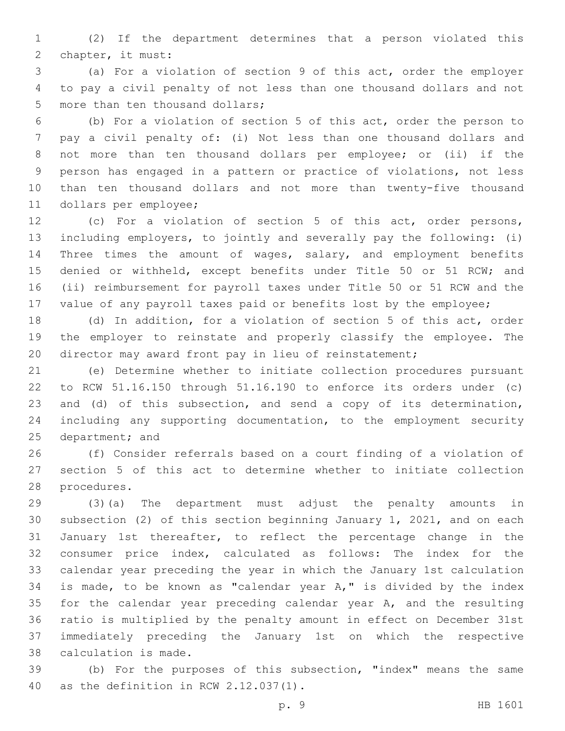(2) If the department determines that a person violated this chapter, it must:

(a) For a violation of section 9 of this act, order the employer to pay a civil penalty of not less than one thousand dollars and not more than ten thousand dollars;

(b) For a violation of section 5 of this act, order the person to pay a civil penalty of: (i) Not less than one thousand dollars and not more than ten thousand dollars per employee; or (ii) if the person has engaged in a pattern or practice of violations, not less than ten thousand dollars and not more than twenty-five thousand dollars per employee;

(c) For a violation of section 5 of this act, order persons, including employers, to jointly and severally pay the following: (i) Three times the amount of wages, salary, and employment benefits denied or withheld, except benefits under Title 50 or 51 RCW; and (ii) reimbursement for payroll taxes under Title 50 or 51 RCW and the value of any payroll taxes paid or benefits lost by the employee;

(d) In addition, for a violation of section 5 of this act, order the employer to reinstate and properly classify the employee. The director may award front pay in lieu of reinstatement;

(e) Determine whether to initiate collection procedures pursuant to RCW 51.16.150 through 51.16.190 to enforce its orders under (c) and (d) of this subsection, and send a copy of its determination, including any supporting documentation, to the employment security department; and

(f) Consider referrals based on a court finding of a violation of section 5 of this act to determine whether to initiate collection procedures.

(3)(a) The department must adjust the penalty amounts in subsection (2) of this section beginning January 1, 2021, and on each January 1st thereafter, to reflect the percentage change in the consumer price index, calculated as follows: The index for the calendar year preceding the year in which the January 1st calculation is made, to be known as "calendar year A," is divided by the index for the calendar year preceding calendar year A, and the resulting ratio is multiplied by the penalty amount in effect on December 31st immediately preceding the January 1st on which the respective calculation is made.

(b) For the purposes of this subsection, "index" means the same as the definition in RCW 2.12.037(1).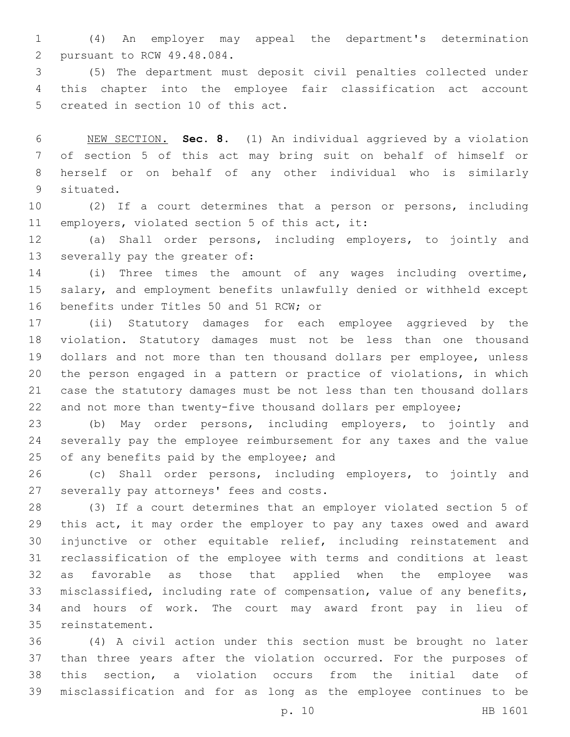(4) An employer may appeal the department's determination pursuant to RCW 49.48.084.

(5) The department must deposit civil penalties collected under this chapter into the employee fair classification act account created in section 10 of this act.

NEW SECTION. **Sec. 8.** (1) An individual aggrieved by a violation of section 5 of this act may bring suit on behalf of himself or herself or on behalf of any other individual who is similarly situated.

(2) If a court determines that a person or persons, including employers, violated section 5 of this act, it:

(a) Shall order persons, including employers, to jointly and severally pay the greater of:

(i) Three times the amount of any wages including overtime, salary, and employment benefits unlawfully denied or withheld except benefits under Titles 50 and 51 RCW; or

(ii) Statutory damages for each employee aggrieved by the violation. Statutory damages must not be less than one thousand dollars and not more than ten thousand dollars per employee, unless the person engaged in a pattern or practice of violations, in which case the statutory damages must be not less than ten thousand dollars and not more than twenty-five thousand dollars per employee;

(b) May order persons, including employers, to jointly and severally pay the employee reimbursement for any taxes and the value of any benefits paid by the employee; and

(c) Shall order persons, including employers, to jointly and severally pay attorneys' fees and costs.

(3) If a court determines that an employer violated section 5 of this act, it may order the employer to pay any taxes owed and award injunctive or other equitable relief, including reinstatement and reclassification of the employee with terms and conditions at least as favorable as those that applied when the employee was misclassified, including rate of compensation, value of any benefits, and hours of work. The court may award front pay in lieu of reinstatement.

(4) A civil action under this section must be brought no later than three years after the violation occurred. For the purposes of this section, a violation occurs from the initial date of misclassification and for as long as the employee continues to be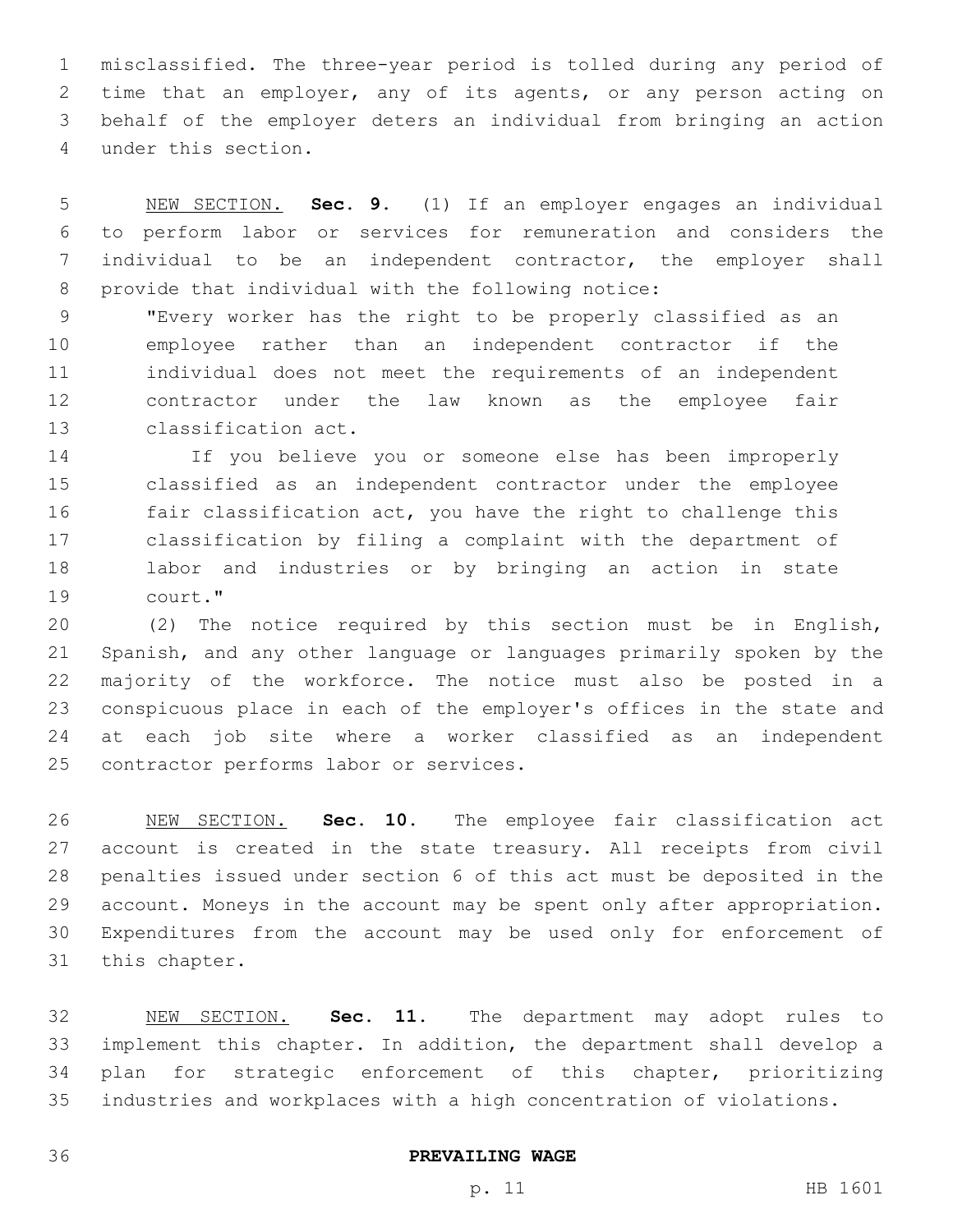misclassified. The three-year period is tolled during any period of time that an employer, any of its agents, or any person acting on behalf of the employer deters an individual from bringing an action under this section.

NEW SECTION. **Sec. 9.** (1) If an employer engages an individual to perform labor or services for remuneration and considers the individual to be an independent contractor, the employer shall provide that individual with the following notice:

> "Every worker has the right to be properly classified as an employee rather than an independent contractor if the individual does not meet the requirements of an independent contractor under the law known as the employee fair classification act.
>
> If you believe you or someone else has been improperly classified as an independent contractor under the employee fair classification act, you have the right to challenge this classification by filing a complaint with the department of labor and industries or by bringing an action in state court."

(2) The notice required by this section must be in English, Spanish, and any other language or languages primarily spoken by the majority of the workforce. The notice must also be posted in a conspicuous place in each of the employer's offices in the state and at each job site where a worker classified as an independent contractor performs labor or services.

NEW SECTION. **Sec. 10.** The employee fair classification act account is created in the state treasury. All receipts from civil penalties issued under section 6 of this act must be deposited in the account. Moneys in the account may be spent only after appropriation. Expenditures from the account may be used only for enforcement of this chapter.

NEW SECTION. **Sec. 11.** The department may adopt rules to implement this chapter. In addition, the department shall develop a plan for strategic enforcement of this chapter, prioritizing industries and workplaces with a high concentration of violations.

## PREVAILING WAGE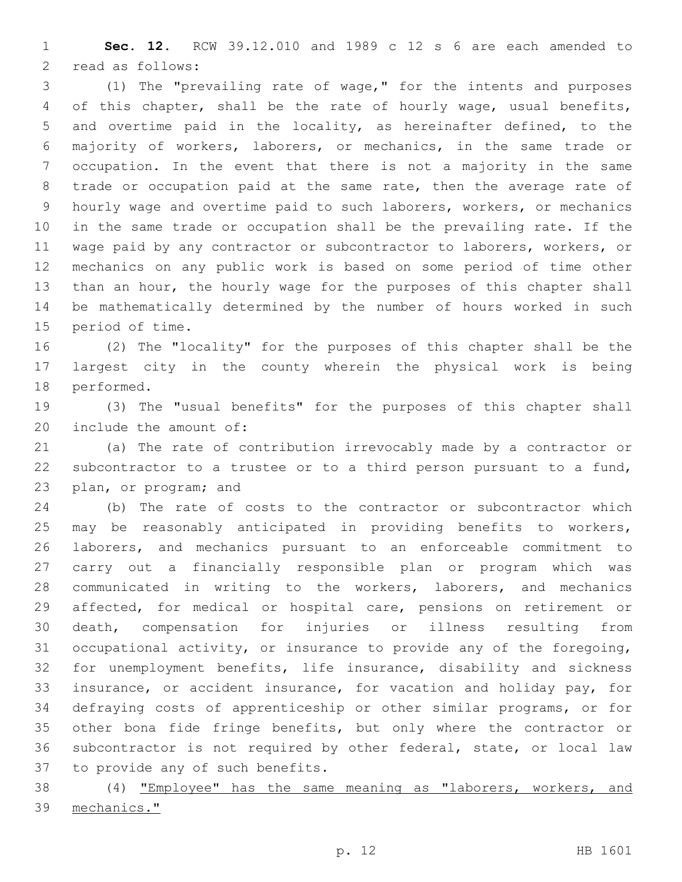**Sec. 12.** RCW 39.12.010 and 1989 c 12 s 6 are each amended to read as follows:

(1) The "prevailing rate of wage," for the intents and purposes of this chapter, shall be the rate of hourly wage, usual benefits, and overtime paid in the locality, as hereinafter defined, to the majority of workers, laborers, or mechanics, in the same trade or occupation. In the event that there is not a majority in the same trade or occupation paid at the same rate, then the average rate of hourly wage and overtime paid to such laborers, workers, or mechanics in the same trade or occupation shall be the prevailing rate. If the wage paid by any contractor or subcontractor to laborers, workers, or mechanics on any public work is based on some period of time other than an hour, the hourly wage for the purposes of this chapter shall be mathematically determined by the number of hours worked in such period of time.

(2) The "locality" for the purposes of this chapter shall be the largest city in the county wherein the physical work is being performed.

(3) The "usual benefits" for the purposes of this chapter shall include the amount of:

(a) The rate of contribution irrevocably made by a contractor or subcontractor to a trustee or to a third person pursuant to a fund, plan, or program; and

(b) The rate of costs to the contractor or subcontractor which may be reasonably anticipated in providing benefits to workers, laborers, and mechanics pursuant to an enforceable commitment to carry out a financially responsible plan or program which was communicated in writing to the workers, laborers, and mechanics affected, for medical or hospital care, pensions on retirement or death, compensation for injuries or illness resulting from occupational activity, or insurance to provide any of the foregoing, for unemployment benefits, life insurance, disability and sickness insurance, or accident insurance, for vacation and holiday pay, for defraying costs of apprenticeship or other similar programs, or for other bona fide fringe benefits, but only where the contractor or subcontractor is not required by other federal, state, or local law to provide any of such benefits.

(4) "Employee" has the same meaning as "laborers, workers, and mechanics."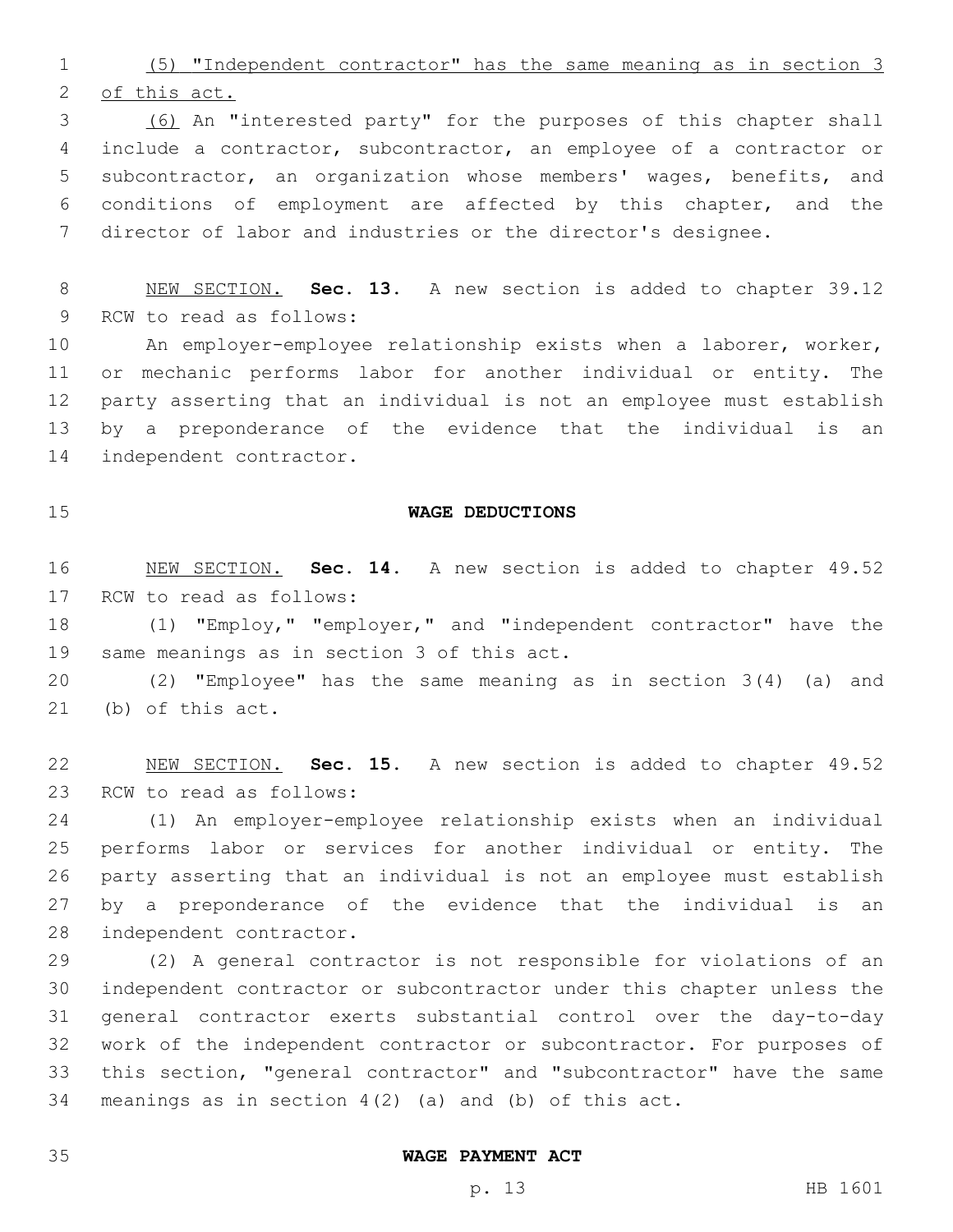(5) "Independent contractor" has the same meaning as in section 3 of this act.

(6) An "interested party" for the purposes of this chapter shall include a contractor, subcontractor, an employee of a contractor or subcontractor, an organization whose members' wages, benefits, and conditions of employment are affected by this chapter, and the director of labor and industries or the director's designee.

NEW SECTION. **Sec. 13.** A new section is added to chapter 39.12 RCW to read as follows:

An employer-employee relationship exists when a laborer, worker, or mechanic performs labor for another individual or entity. The party asserting that an individual is not an employee must establish by a preponderance of the evidence that the individual is an independent contractor.

## WAGE DEDUCTIONS

NEW SECTION. **Sec. 14.** A new section is added to chapter 49.52 RCW to read as follows:

(1) "Employ," "employer," and "independent contractor" have the same meanings as in section 3 of this act.

(2) "Employee" has the same meaning as in section 3(4) (a) and (b) of this act.

NEW SECTION. **Sec. 15.** A new section is added to chapter 49.52 RCW to read as follows:

(1) An employer-employee relationship exists when an individual performs labor or services for another individual or entity. The party asserting that an individual is not an employee must establish by a preponderance of the evidence that the individual is an independent contractor.

(2) A general contractor is not responsible for violations of an independent contractor or subcontractor under this chapter unless the general contractor exerts substantial control over the day-to-day work of the independent contractor or subcontractor. For purposes of this section, "general contractor" and "subcontractor" have the same meanings as in section 4(2) (a) and (b) of this act.

## WAGE PAYMENT ACT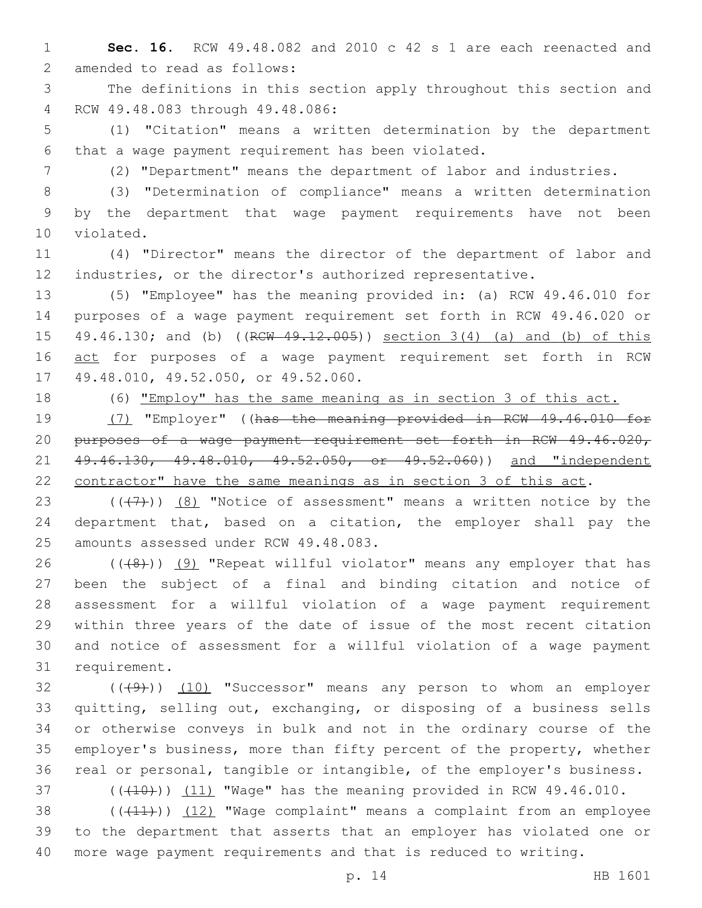**Sec. 16.** RCW 49.48.082 and 2010 c 42 s 1 are each reenacted and amended to read as follows:

The definitions in this section apply throughout this section and RCW 49.48.083 through 49.48.086:

(1) "Citation" means a written determination by the department that a wage payment requirement has been violated.

(2) "Department" means the department of labor and industries.

(3) "Determination of compliance" means a written determination by the department that wage payment requirements have not been violated.

(4) "Director" means the director of the department of labor and industries, or the director's authorized representative.

(5) "Employee" has the meaning provided in: (a) RCW 49.46.010 for purposes of a wage payment requirement set forth in RCW 49.46.020 or 49.46.130; and (b) ((~~RCW 49.12.005~~)) <u>section 3(4) (a) and (b) of this act</u> for purposes of a wage payment requirement set forth in RCW 49.48.010, 49.52.050, or 49.52.060.

(6) <u>"Employ" has the same meaning as in section 3 of this act.</u>

<u>(7)</u> "Employer" ((~~has the meaning provided in RCW 49.46.010 for purposes of a wage payment requirement set forth in RCW 49.46.020, 49.46.130, 49.48.010, 49.52.050, or 49.52.060~~)) <u>and "independent contractor" have the same meanings as in section 3 of this act</u>.

((~~(7)~~)) <u>(8)</u> "Notice of assessment" means a written notice by the department that, based on a citation, the employer shall pay the amounts assessed under RCW 49.48.083.

((~~(8)~~)) <u>(9)</u> "Repeat willful violator" means any employer that has been the subject of a final and binding citation and notice of assessment for a willful violation of a wage payment requirement within three years of the date of issue of the most recent citation and notice of assessment for a willful violation of a wage payment requirement.

((~~(9)~~)) <u>(10)</u> "Successor" means any person to whom an employer quitting, selling out, exchanging, or disposing of a business sells or otherwise conveys in bulk and not in the ordinary course of the employer's business, more than fifty percent of the property, whether real or personal, tangible or intangible, of the employer's business.

((~~(10)~~)) <u>(11)</u> "Wage" has the meaning provided in RCW 49.46.010.

((~~(11)~~)) <u>(12)</u> "Wage complaint" means a complaint from an employee to the department that asserts that an employer has violated one or more wage payment requirements and that is reduced to writing.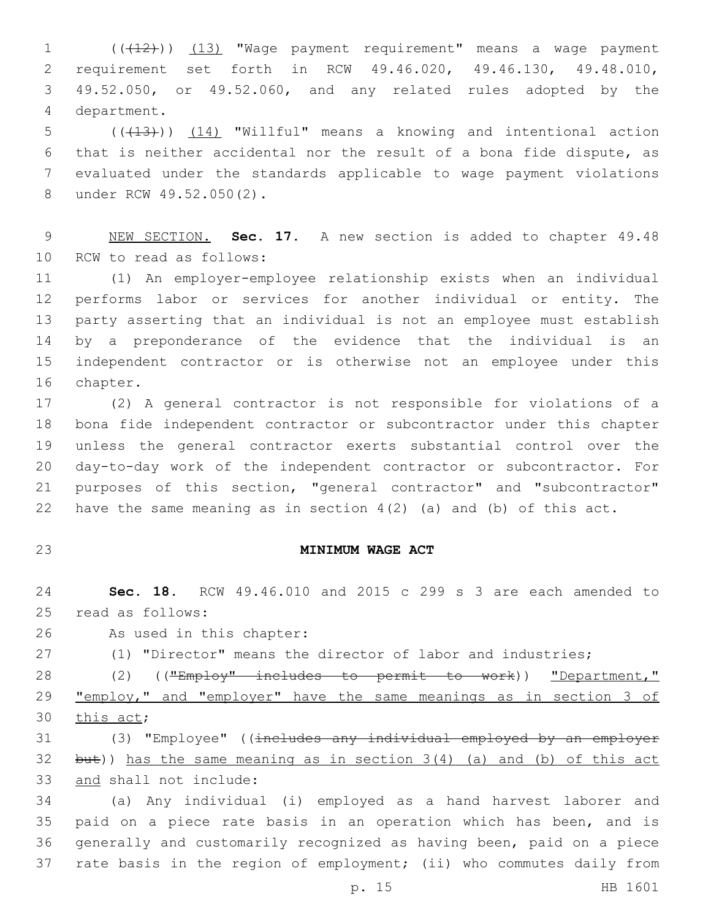(((12))) (13) "Wage payment requirement" means a wage payment requirement set forth in RCW 49.46.020, 49.46.130, 49.48.010, 49.52.050, or 49.52.060, and any related rules adopted by the department.

(((13))) (14) "Willful" means a knowing and intentional action that is neither accidental nor the result of a bona fide dispute, as evaluated under the standards applicable to wage payment violations under RCW 49.52.050(2).

NEW SECTION. **Sec. 17.** A new section is added to chapter 49.48 RCW to read as follows:

(1) An employer-employee relationship exists when an individual performs labor or services for another individual or entity. The party asserting that an individual is not an employee must establish by a preponderance of the evidence that the individual is an independent contractor or is otherwise not an employee under this chapter.

(2) A general contractor is not responsible for violations of a bona fide independent contractor or subcontractor under this chapter unless the general contractor exerts substantial control over the day-to-day work of the independent contractor or subcontractor. For purposes of this section, "general contractor" and "subcontractor" have the same meaning as in section 4(2) (a) and (b) of this act.

**MINIMUM WAGE ACT**

**Sec. 18.** RCW 49.46.010 and 2015 c 299 s 3 are each amended to read as follows:

As used in this chapter:

(1) "Director" means the director of labor and industries;

(2) ((~~"Employ" includes to permit to work~~)) "Department," "employ," and "employer" have the same meanings as in section 3 of this act;

(3) "Employee" ((~~includes any individual employed by an employer but~~)) has the same meaning as in section 3(4) (a) and (b) of this act and shall not include:

(a) Any individual (i) employed as a hand harvest laborer and paid on a piece rate basis in an operation which has been, and is generally and customarily recognized as having been, paid on a piece rate basis in the region of employment; (ii) who commutes daily from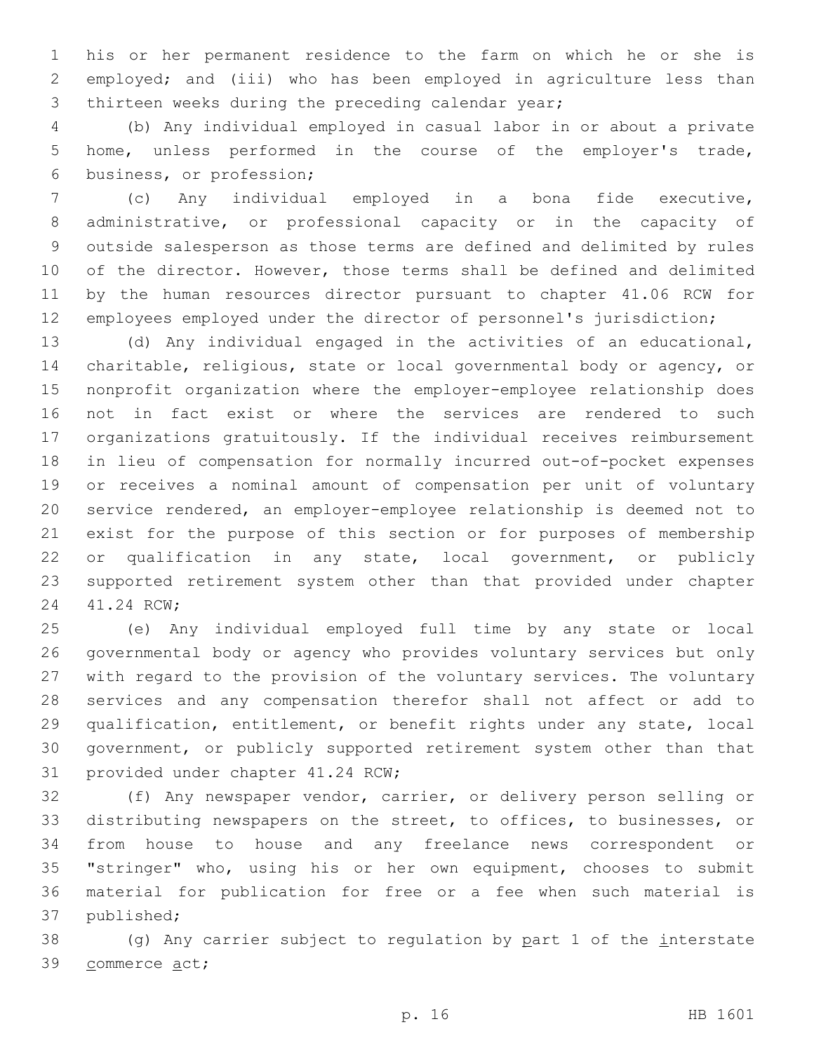his or her permanent residence to the farm on which he or she is employed; and (iii) who has been employed in agriculture less than thirteen weeks during the preceding calendar year;

(b) Any individual employed in casual labor in or about a private home, unless performed in the course of the employer's trade, business, or profession;

(c) Any individual employed in a bona fide executive, administrative, or professional capacity or in the capacity of outside salesperson as those terms are defined and delimited by rules of the director. However, those terms shall be defined and delimited by the human resources director pursuant to chapter 41.06 RCW for employees employed under the director of personnel's jurisdiction;

(d) Any individual engaged in the activities of an educational, charitable, religious, state or local governmental body or agency, or nonprofit organization where the employer-employee relationship does not in fact exist or where the services are rendered to such organizations gratuitously. If the individual receives reimbursement in lieu of compensation for normally incurred out-of-pocket expenses or receives a nominal amount of compensation per unit of voluntary service rendered, an employer-employee relationship is deemed not to exist for the purpose of this section or for purposes of membership or qualification in any state, local government, or publicly supported retirement system other than that provided under chapter 41.24 RCW;

(e) Any individual employed full time by any state or local governmental body or agency who provides voluntary services but only with regard to the provision of the voluntary services. The voluntary services and any compensation therefor shall not affect or add to qualification, entitlement, or benefit rights under any state, local government, or publicly supported retirement system other than that provided under chapter 41.24 RCW;

(f) Any newspaper vendor, carrier, or delivery person selling or distributing newspapers on the street, to offices, to businesses, or from house to house and any freelance news correspondent or "stringer" who, using his or her own equipment, chooses to submit material for publication for free or a fee when such material is published;

(g) Any carrier subject to regulation by part 1 of the interstate commerce act;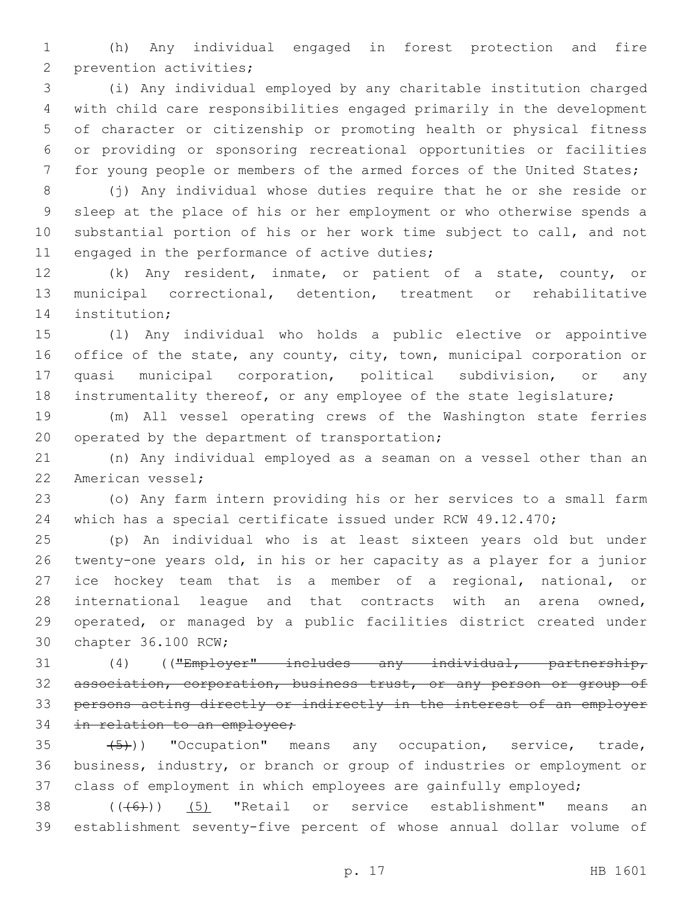(h) Any individual engaged in forest protection and fire prevention activities;

(i) Any individual employed by any charitable institution charged with child care responsibilities engaged primarily in the development of character or citizenship or promoting health or physical fitness or providing or sponsoring recreational opportunities or facilities for young people or members of the armed forces of the United States;

(j) Any individual whose duties require that he or she reside or sleep at the place of his or her employment or who otherwise spends a substantial portion of his or her work time subject to call, and not engaged in the performance of active duties;

(k) Any resident, inmate, or patient of a state, county, or municipal correctional, detention, treatment or rehabilitative institution;

(l) Any individual who holds a public elective or appointive office of the state, any county, city, town, municipal corporation or quasi municipal corporation, political subdivision, or any instrumentality thereof, or any employee of the state legislature;

(m) All vessel operating crews of the Washington state ferries operated by the department of transportation;

(n) Any individual employed as a seaman on a vessel other than an American vessel;

(o) Any farm intern providing his or her services to a small farm which has a special certificate issued under RCW 49.12.470;

(p) An individual who is at least sixteen years old but under twenty-one years old, in his or her capacity as a player for a junior ice hockey team that is a member of a regional, national, or international league and that contracts with an arena owned, operated, or managed by a public facilities district created under chapter 36.100 RCW;

(4) ((~~"Employer" includes any individual, partnership, association, corporation, business trust, or any person or group of persons acting directly or indirectly in the interest of an employer in relation to an employee;~~

~~(5)~~)) "Occupation" means any occupation, service, trade, business, industry, or branch or group of industries or employment or class of employment in which employees are gainfully employed;

((~~(6)~~)) <u>(5)</u> "Retail or service establishment" means an establishment seventy-five percent of whose annual dollar volume of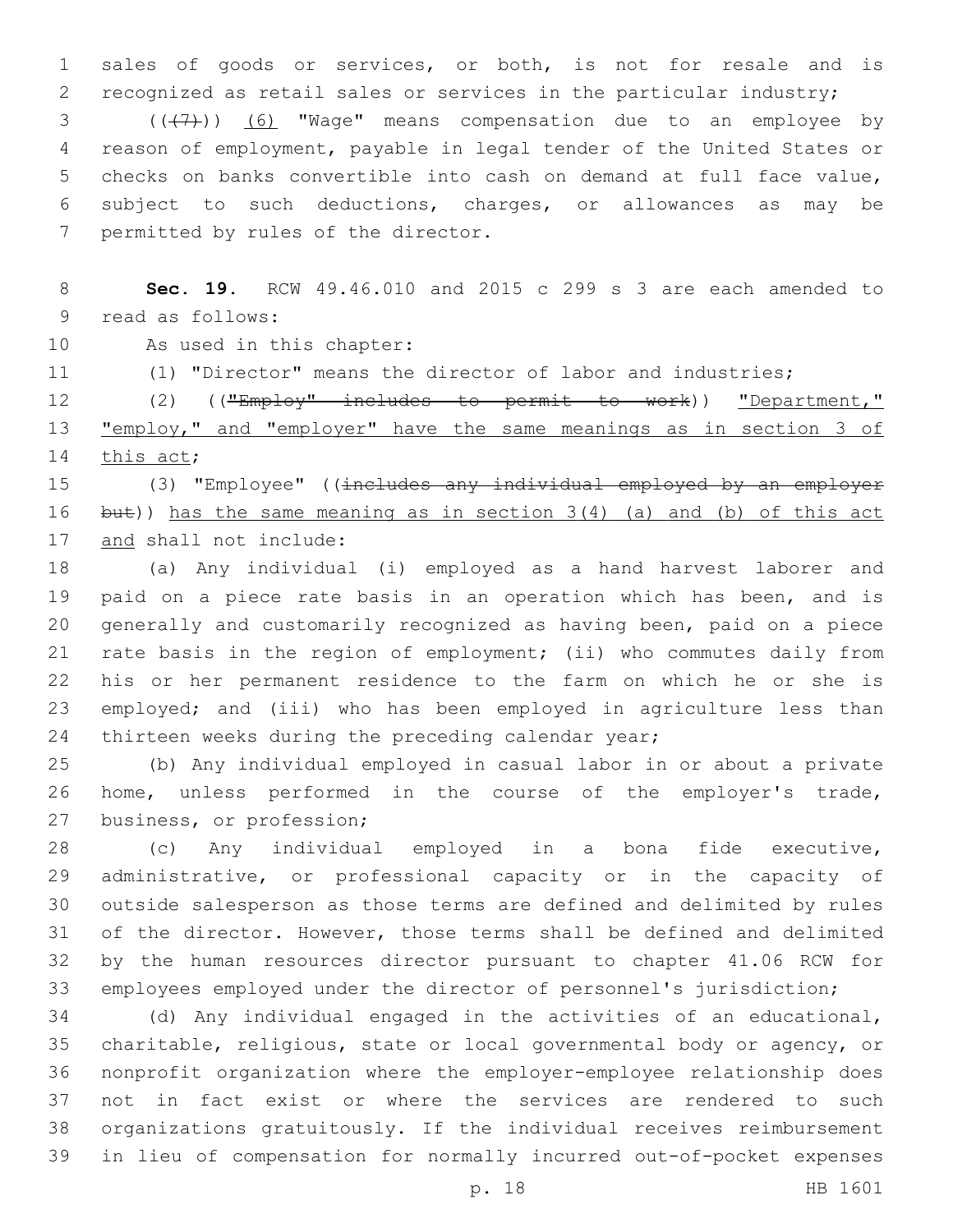sales of goods or services, or both, is not for resale and is recognized as retail sales or services in the particular industry;

(((7))) <u>(6)</u> "Wage" means compensation due to an employee by reason of employment, payable in legal tender of the United States or checks on banks convertible into cash on demand at full face value, subject to such deductions, charges, or allowances as may be permitted by rules of the director.

**Sec. 19.** RCW 49.46.010 and 2015 c 299 s 3 are each amended to read as follows:

As used in this chapter:

(1) "Director" means the director of labor and industries;

(2) ((~~"Employ" includes to permit to work~~)) <u>"Department," "employ," and "employer" have the same meanings as in section 3 of this act</u>;

(3) "Employee" ((~~includes any individual employed by an employer but~~)) <u>has the same meaning as in section 3(4) (a) and (b) of this act and</u> shall not include:

(a) Any individual (i) employed as a hand harvest laborer and paid on a piece rate basis in an operation which has been, and is generally and customarily recognized as having been, paid on a piece rate basis in the region of employment; (ii) who commutes daily from his or her permanent residence to the farm on which he or she is employed; and (iii) who has been employed in agriculture less than thirteen weeks during the preceding calendar year;

(b) Any individual employed in casual labor in or about a private home, unless performed in the course of the employer's trade, business, or profession;

(c) Any individual employed in a bona fide executive, administrative, or professional capacity or in the capacity of outside salesperson as those terms are defined and delimited by rules of the director. However, those terms shall be defined and delimited by the human resources director pursuant to chapter 41.06 RCW for employees employed under the director of personnel's jurisdiction;

(d) Any individual engaged in the activities of an educational, charitable, religious, state or local governmental body or agency, or nonprofit organization where the employer-employee relationship does not in fact exist or where the services are rendered to such organizations gratuitously. If the individual receives reimbursement in lieu of compensation for normally incurred out-of-pocket expenses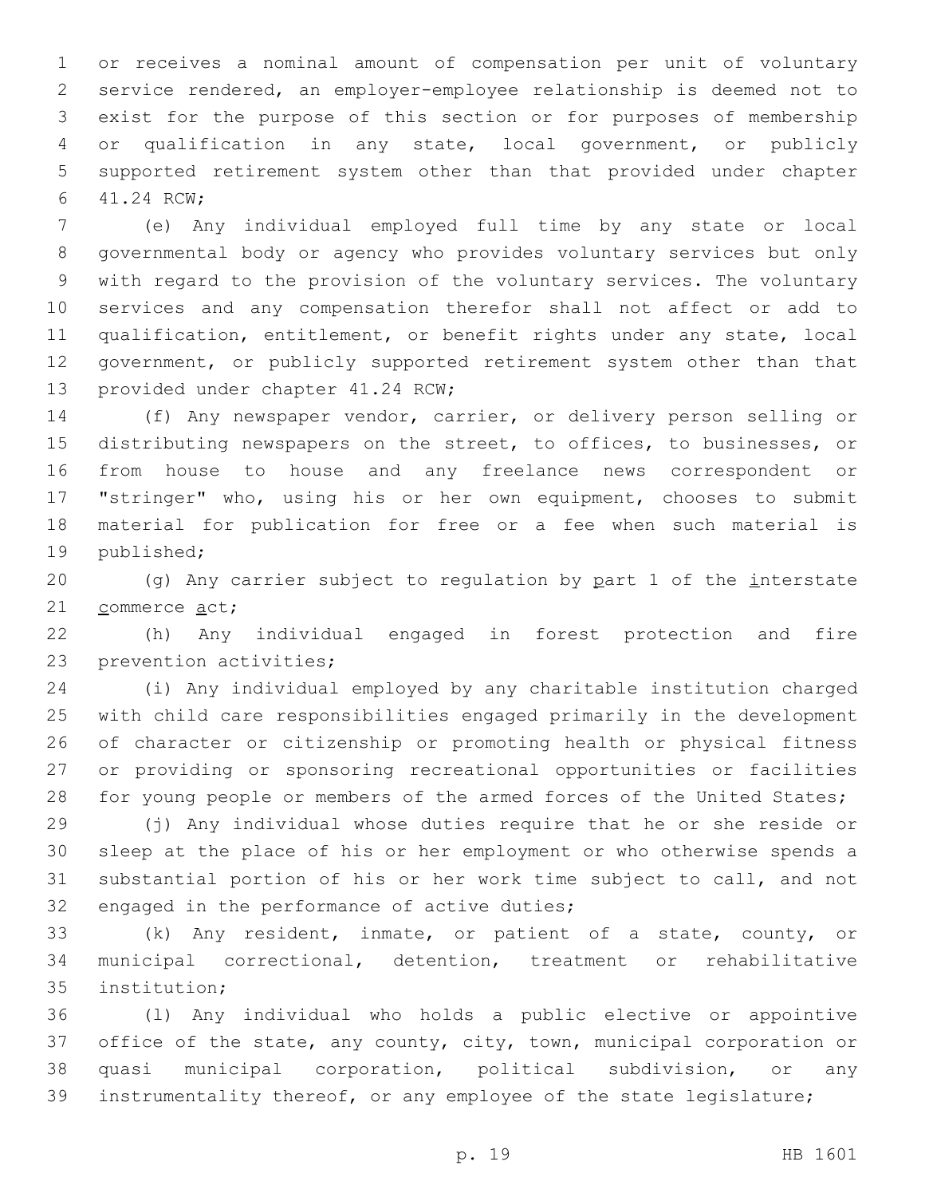or receives a nominal amount of compensation per unit of voluntary service rendered, an employer-employee relationship is deemed not to exist for the purpose of this section or for purposes of membership or qualification in any state, local government, or publicly supported retirement system other than that provided under chapter 41.24 RCW;

(e) Any individual employed full time by any state or local governmental body or agency who provides voluntary services but only with regard to the provision of the voluntary services. The voluntary services and any compensation therefor shall not affect or add to qualification, entitlement, or benefit rights under any state, local government, or publicly supported retirement system other than that provided under chapter 41.24 RCW;

(f) Any newspaper vendor, carrier, or delivery person selling or distributing newspapers on the street, to offices, to businesses, or from house to house and any freelance news correspondent or "stringer" who, using his or her own equipment, chooses to submit material for publication for free or a fee when such material is published;

(g) Any carrier subject to regulation by part 1 of the interstate commerce act;

(h) Any individual engaged in forest protection and fire prevention activities;

(i) Any individual employed by any charitable institution charged with child care responsibilities engaged primarily in the development of character or citizenship or promoting health or physical fitness or providing or sponsoring recreational opportunities or facilities for young people or members of the armed forces of the United States;

(j) Any individual whose duties require that he or she reside or sleep at the place of his or her employment or who otherwise spends a substantial portion of his or her work time subject to call, and not engaged in the performance of active duties;

(k) Any resident, inmate, or patient of a state, county, or municipal correctional, detention, treatment or rehabilitative institution;

(l) Any individual who holds a public elective or appointive office of the state, any county, city, town, municipal corporation or quasi municipal corporation, political subdivision, or any instrumentality thereof, or any employee of the state legislature;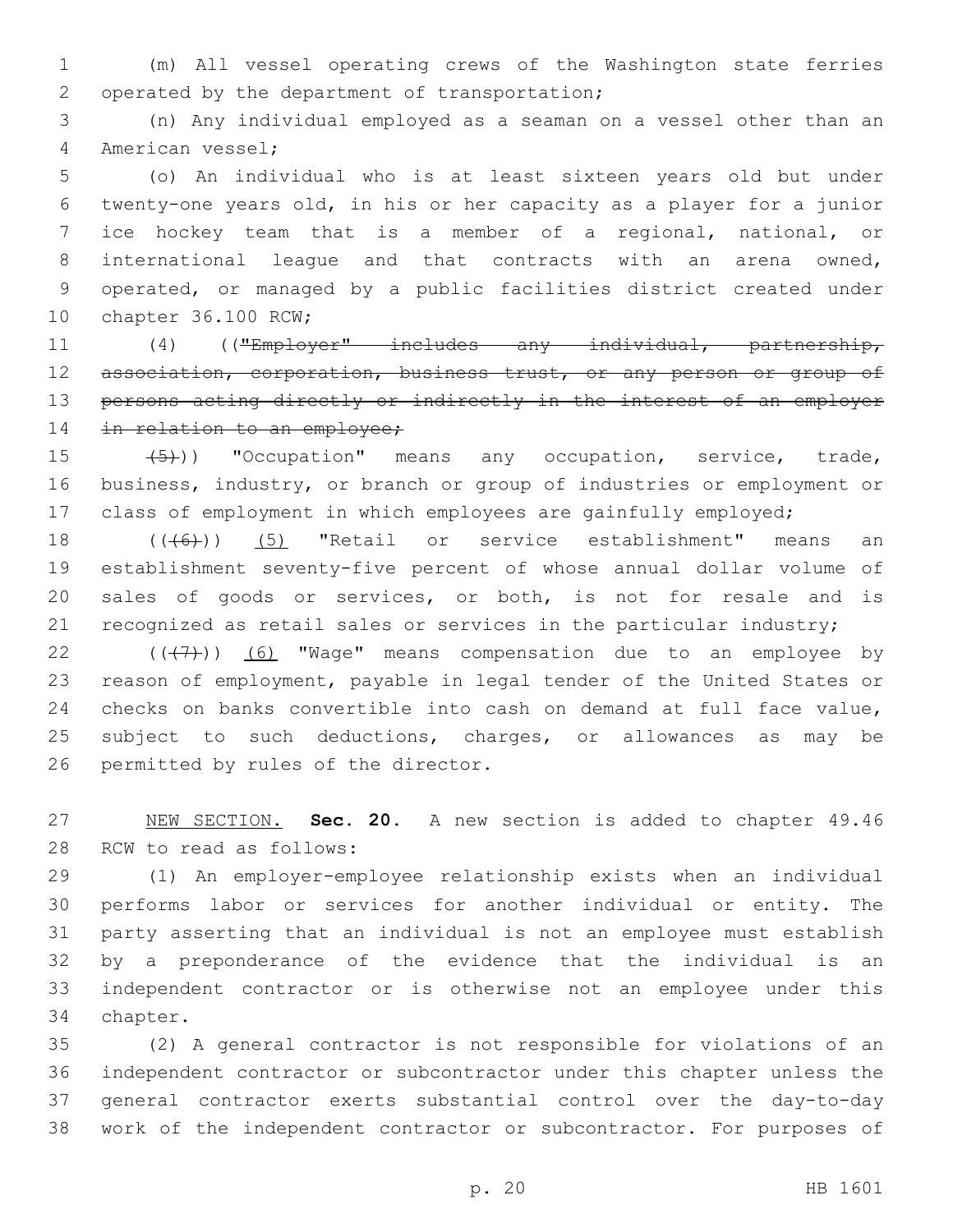(m) All vessel operating crews of the Washington state ferries operated by the department of transportation;

(n) Any individual employed as a seaman on a vessel other than an American vessel;

(o) An individual who is at least sixteen years old but under twenty-one years old, in his or her capacity as a player for a junior ice hockey team that is a member of a regional, national, or international league and that contracts with an arena owned, operated, or managed by a public facilities district created under chapter 36.100 RCW;

(4) ((~~"Employer" includes any individual, partnership, association, corporation, business trust, or any person or group of persons acting directly or indirectly in the interest of an employer in relation to an employee;~~

~~(5)~~)) "Occupation" means any occupation, service, trade, business, industry, or branch or group of industries or employment or class of employment in which employees are gainfully employed;

((~~(6)~~)) (5) "Retail or service establishment" means an establishment seventy-five percent of whose annual dollar volume of sales of goods or services, or both, is not for resale and is recognized as retail sales or services in the particular industry;

((~~(7)~~)) (6) "Wage" means compensation due to an employee by reason of employment, payable in legal tender of the United States or checks on banks convertible into cash on demand at full face value, subject to such deductions, charges, or allowances as may be permitted by rules of the director.

NEW SECTION. **Sec. 20.** A new section is added to chapter 49.46 RCW to read as follows:

(1) An employer-employee relationship exists when an individual performs labor or services for another individual or entity. The party asserting that an individual is not an employee must establish by a preponderance of the evidence that the individual is an independent contractor or is otherwise not an employee under this chapter.

(2) A general contractor is not responsible for violations of an independent contractor or subcontractor under this chapter unless the general contractor exerts substantial control over the day-to-day work of the independent contractor or subcontractor. For purposes of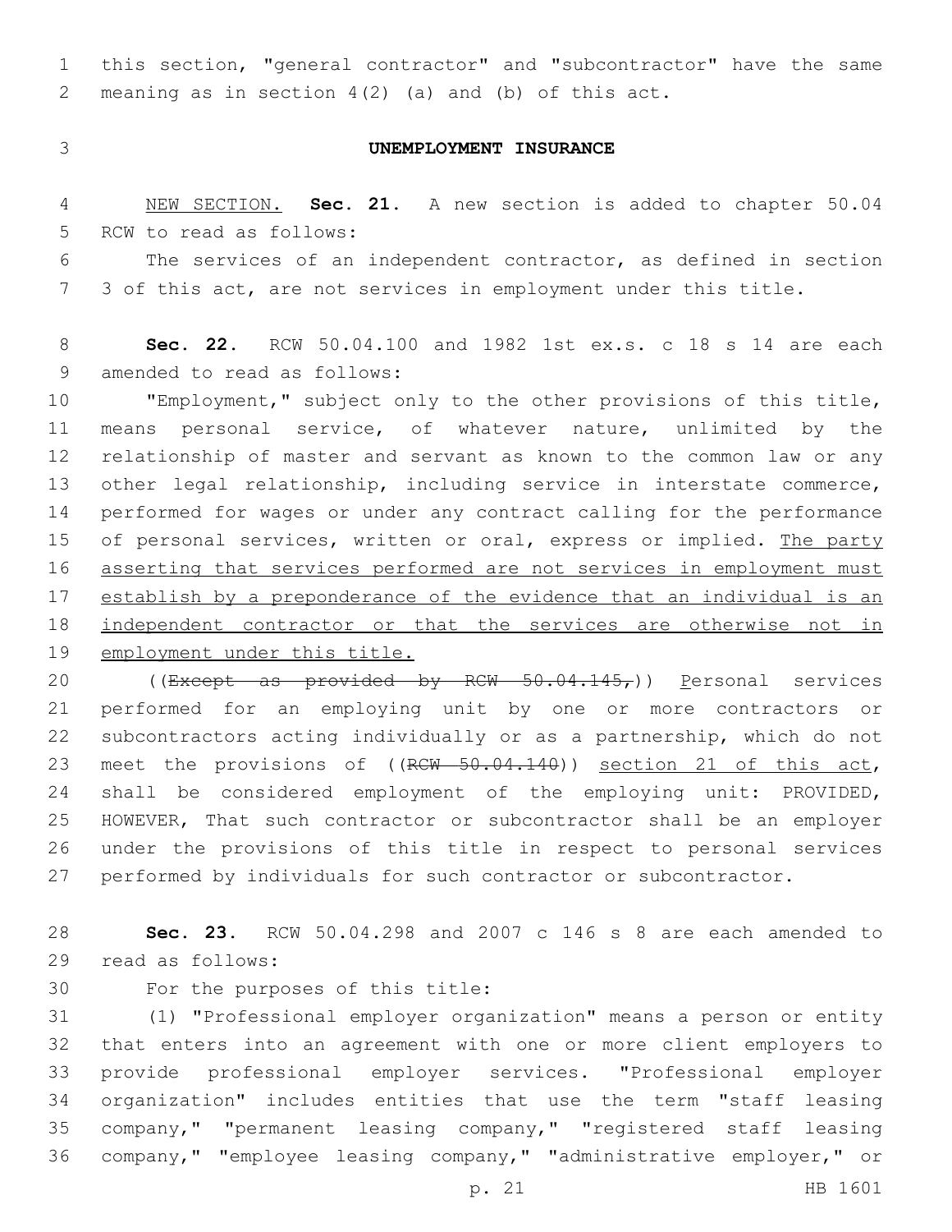this section, "general contractor" and "subcontractor" have the same meaning as in section 4(2) (a) and (b) of this act.

## UNEMPLOYMENT INSURANCE

NEW SECTION. **Sec. 21.** A new section is added to chapter 50.04 RCW to read as follows:

The services of an independent contractor, as defined in section 3 of this act, are not services in employment under this title.

**Sec. 22.** RCW 50.04.100 and 1982 1st ex.s. c 18 s 14 are each amended to read as follows:

"Employment," subject only to the other provisions of this title, means personal service, of whatever nature, unlimited by the relationship of master and servant as known to the common law or any other legal relationship, including service in interstate commerce, performed for wages or under any contract calling for the performance of personal services, written or oral, express or implied. The party asserting that services performed are not services in employment must establish by a preponderance of the evidence that an individual is an independent contractor or that the services are otherwise not in employment under this title.

((~~Except as provided by RCW 50.04.145,~~)) Personal services performed for an employing unit by one or more contractors or subcontractors acting individually or as a partnership, which do not meet the provisions of ((~~RCW 50.04.140~~)) section 21 of this act, shall be considered employment of the employing unit: PROVIDED, HOWEVER, That such contractor or subcontractor shall be an employer under the provisions of this title in respect to personal services performed by individuals for such contractor or subcontractor.

**Sec. 23.** RCW 50.04.298 and 2007 c 146 s 8 are each amended to read as follows:

For the purposes of this title:

(1) "Professional employer organization" means a person or entity that enters into an agreement with one or more client employers to provide professional employer services. "Professional employer organization" includes entities that use the term "staff leasing company," "permanent leasing company," "registered staff leasing company," "employee leasing company," "administrative employer," or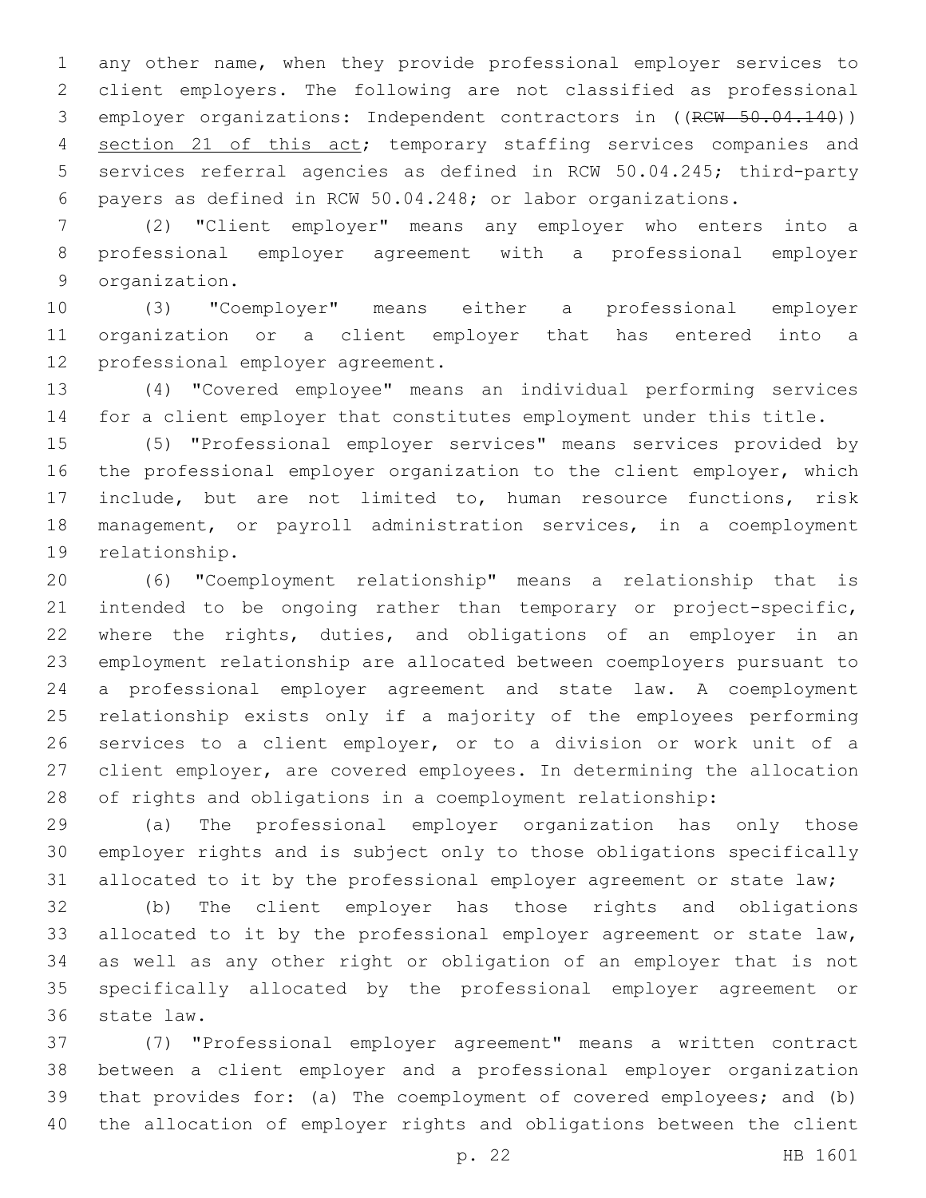any other name, when they provide professional employer services to client employers. The following are not classified as professional employer organizations: Independent contractors in ((~~RCW 50.04.140~~)) <u>section 21 of this act</u>; temporary staffing services companies and services referral agencies as defined in RCW 50.04.245; third-party payers as defined in RCW 50.04.248; or labor organizations.

(2) "Client employer" means any employer who enters into a professional employer agreement with a professional employer organization.

(3) "Coemployer" means either a professional employer organization or a client employer that has entered into a professional employer agreement.

(4) "Covered employee" means an individual performing services for a client employer that constitutes employment under this title.

(5) "Professional employer services" means services provided by the professional employer organization to the client employer, which include, but are not limited to, human resource functions, risk management, or payroll administration services, in a coemployment relationship.

(6) "Coemployment relationship" means a relationship that is intended to be ongoing rather than temporary or project-specific, where the rights, duties, and obligations of an employer in an employment relationship are allocated between coemployers pursuant to a professional employer agreement and state law. A coemployment relationship exists only if a majority of the employees performing services to a client employer, or to a division or work unit of a client employer, are covered employees. In determining the allocation of rights and obligations in a coemployment relationship:

(a) The professional employer organization has only those employer rights and is subject only to those obligations specifically allocated to it by the professional employer agreement or state law;

(b) The client employer has those rights and obligations allocated to it by the professional employer agreement or state law, as well as any other right or obligation of an employer that is not specifically allocated by the professional employer agreement or state law.

(7) "Professional employer agreement" means a written contract between a client employer and a professional employer organization that provides for: (a) The coemployment of covered employees; and (b) the allocation of employer rights and obligations between the client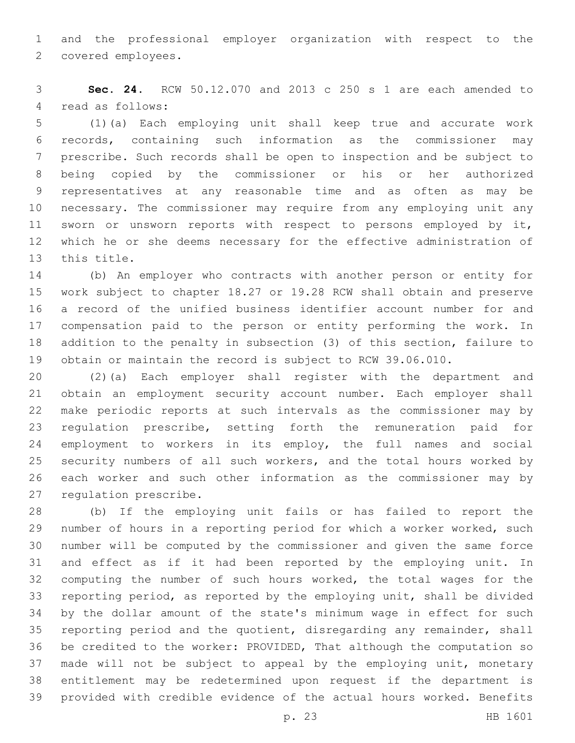and the professional employer organization with respect to the covered employees.

**Sec. 24.** RCW 50.12.070 and 2013 c 250 s 1 are each amended to read as follows:

(1)(a) Each employing unit shall keep true and accurate work records, containing such information as the commissioner may prescribe. Such records shall be open to inspection and be subject to being copied by the commissioner or his or her authorized representatives at any reasonable time and as often as may be necessary. The commissioner may require from any employing unit any sworn or unsworn reports with respect to persons employed by it, which he or she deems necessary for the effective administration of this title.

(b) An employer who contracts with another person or entity for work subject to chapter 18.27 or 19.28 RCW shall obtain and preserve a record of the unified business identifier account number for and compensation paid to the person or entity performing the work. In addition to the penalty in subsection (3) of this section, failure to obtain or maintain the record is subject to RCW 39.06.010.

(2)(a) Each employer shall register with the department and obtain an employment security account number. Each employer shall make periodic reports at such intervals as the commissioner may by regulation prescribe, setting forth the remuneration paid for employment to workers in its employ, the full names and social security numbers of all such workers, and the total hours worked by each worker and such other information as the commissioner may by regulation prescribe.

(b) If the employing unit fails or has failed to report the number of hours in a reporting period for which a worker worked, such number will be computed by the commissioner and given the same force and effect as if it had been reported by the employing unit. In computing the number of such hours worked, the total wages for the reporting period, as reported by the employing unit, shall be divided by the dollar amount of the state's minimum wage in effect for such reporting period and the quotient, disregarding any remainder, shall be credited to the worker: PROVIDED, That although the computation so made will not be subject to appeal by the employing unit, monetary entitlement may be redetermined upon request if the department is provided with credible evidence of the actual hours worked. Benefits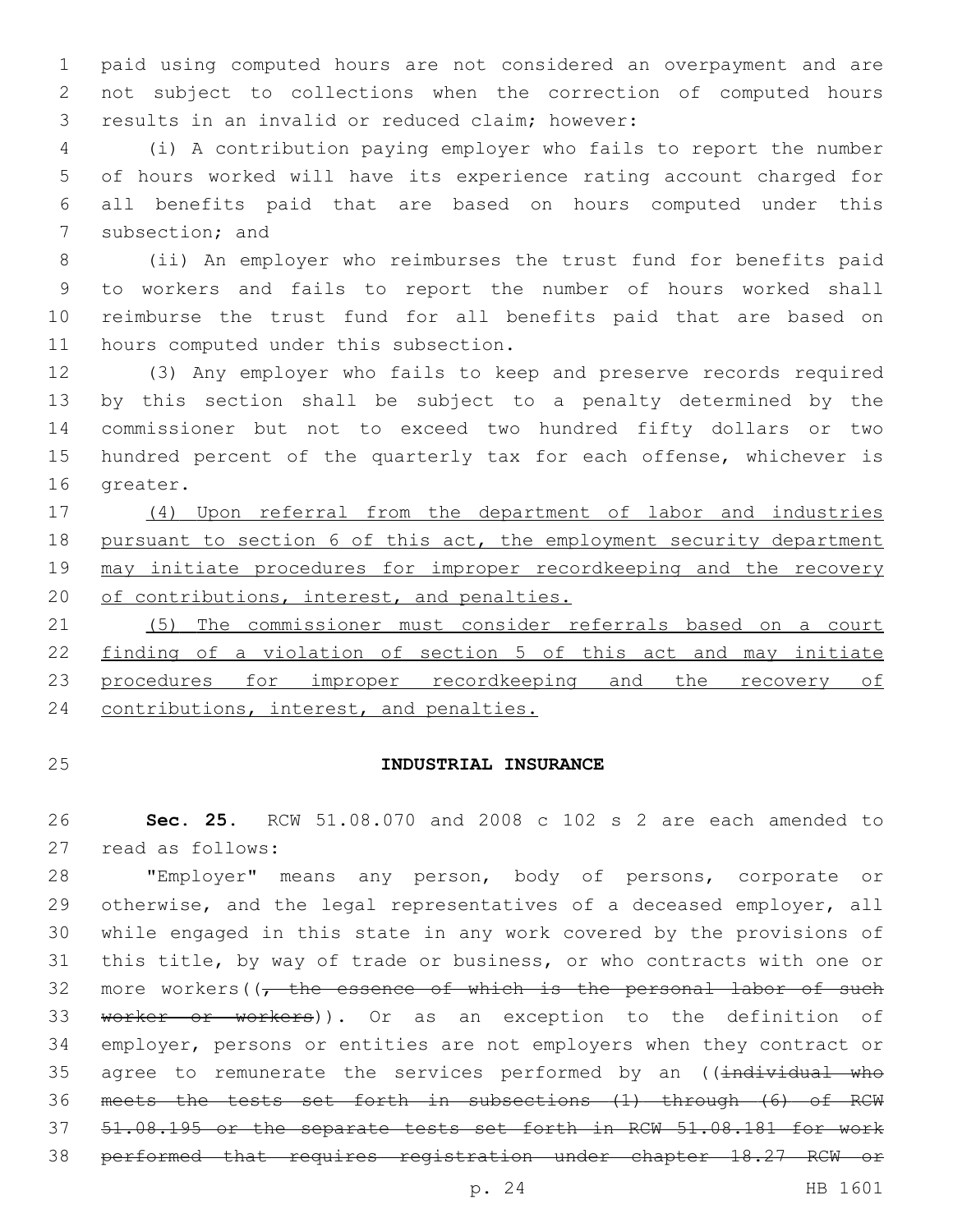paid using computed hours are not considered an overpayment and are not subject to collections when the correction of computed hours results in an invalid or reduced claim; however:

(i) A contribution paying employer who fails to report the number of hours worked will have its experience rating account charged for all benefits paid that are based on hours computed under this subsection; and

(ii) An employer who reimburses the trust fund for benefits paid to workers and fails to report the number of hours worked shall reimburse the trust fund for all benefits paid that are based on hours computed under this subsection.

(3) Any employer who fails to keep and preserve records required by this section shall be subject to a penalty determined by the commissioner but not to exceed two hundred fifty dollars or two hundred percent of the quarterly tax for each offense, whichever is greater.

<u>(4) Upon referral from the department of labor and industries pursuant to section 6 of this act, the employment security department may initiate procedures for improper recordkeeping and the recovery of contributions, interest, and penalties.</u>

<u>(5) The commissioner must consider referrals based on a court finding of a violation of section 5 of this act and may initiate procedures for improper recordkeeping and the recovery of contributions, interest, and penalties.</u>

**INDUSTRIAL INSURANCE**

**Sec. 25.** RCW 51.08.070 and 2008 c 102 s 2 are each amended to read as follows:

"Employer" means any person, body of persons, corporate or otherwise, and the legal representatives of a deceased employer, all while engaged in this state in any work covered by the provisions of this title, by way of trade or business, or who contracts with one or more workers((~~, the essence of which is the personal labor of such worker or workers~~)). Or as an exception to the definition of employer, persons or entities are not employers when they contract or agree to remunerate the services performed by an ((~~individual who meets the tests set forth in subsections (1) through (6) of RCW 51.08.195 or the separate tests set forth in RCW 51.08.181 for work performed that requires registration under chapter 18.27 RCW or~~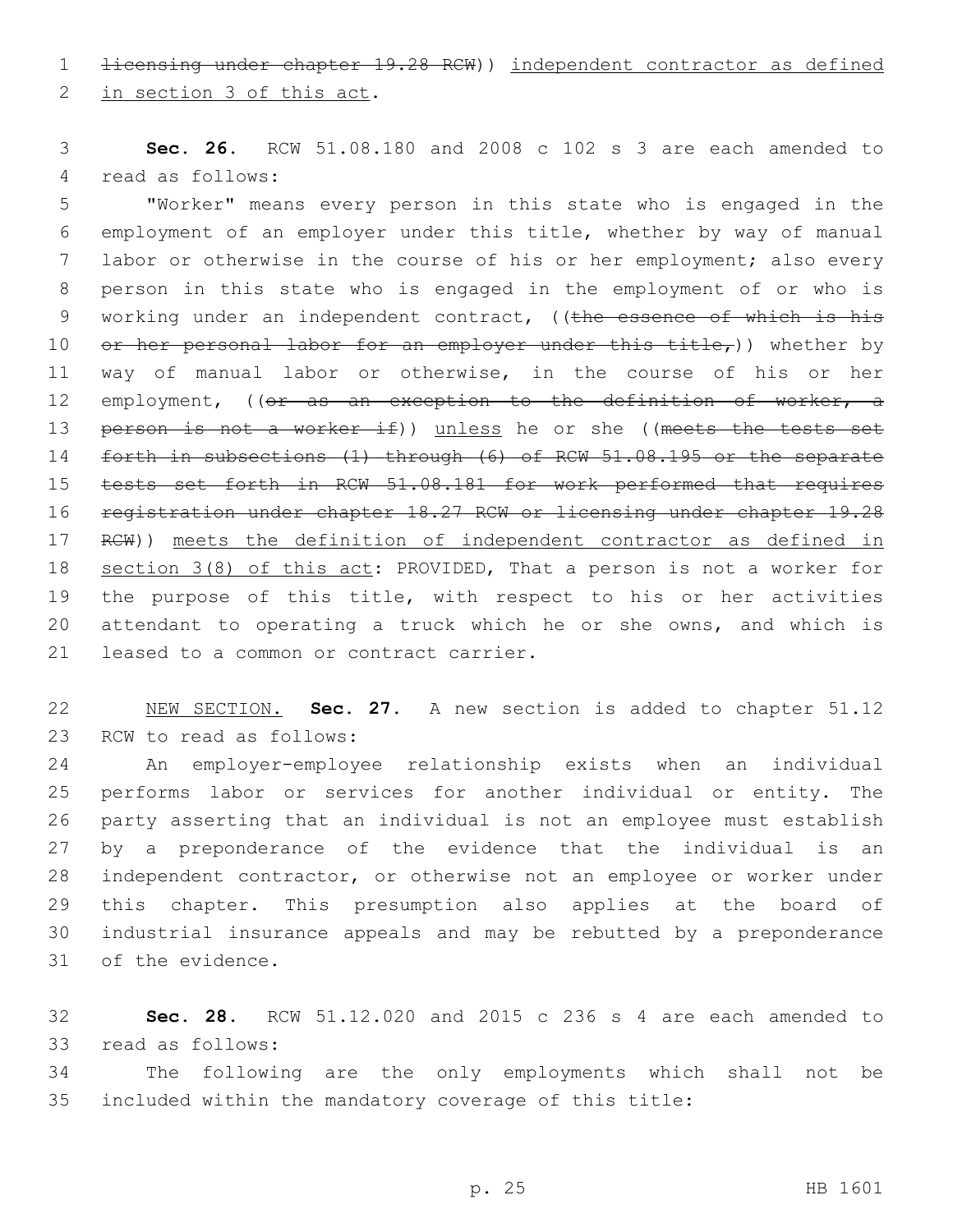licensing under chapter 19.28 RCW)) independent contractor as defined in section 3 of this act.

**Sec. 26.** RCW 51.08.180 and 2008 c 102 s 3 are each amended to read as follows:

"Worker" means every person in this state who is engaged in the employment of an employer under this title, whether by way of manual labor or otherwise in the course of his or her employment; also every person in this state who is engaged in the employment of or who is working under an independent contract, ((the essence of which is his or her personal labor for an employer under this title,)) whether by way of manual labor or otherwise, in the course of his or her employment, ((or as an exception to the definition of worker, a person is not a worker if)) unless he or she ((meets the tests set forth in subsections (1) through (6) of RCW 51.08.195 or the separate tests set forth in RCW 51.08.181 for work performed that requires registration under chapter 18.27 RCW or licensing under chapter 19.28 RCW)) meets the definition of independent contractor as defined in section 3(8) of this act: PROVIDED, That a person is not a worker for the purpose of this title, with respect to his or her activities attendant to operating a truck which he or she owns, and which is leased to a common or contract carrier.

NEW SECTION. **Sec. 27.** A new section is added to chapter 51.12 RCW to read as follows:

An employer-employee relationship exists when an individual performs labor or services for another individual or entity. The party asserting that an individual is not an employee must establish by a preponderance of the evidence that the individual is an independent contractor, or otherwise not an employee or worker under this chapter. This presumption also applies at the board of industrial insurance appeals and may be rebutted by a preponderance of the evidence.

**Sec. 28.** RCW 51.12.020 and 2015 c 236 s 4 are each amended to read as follows:

The following are the only employments which shall not be included within the mandatory coverage of this title: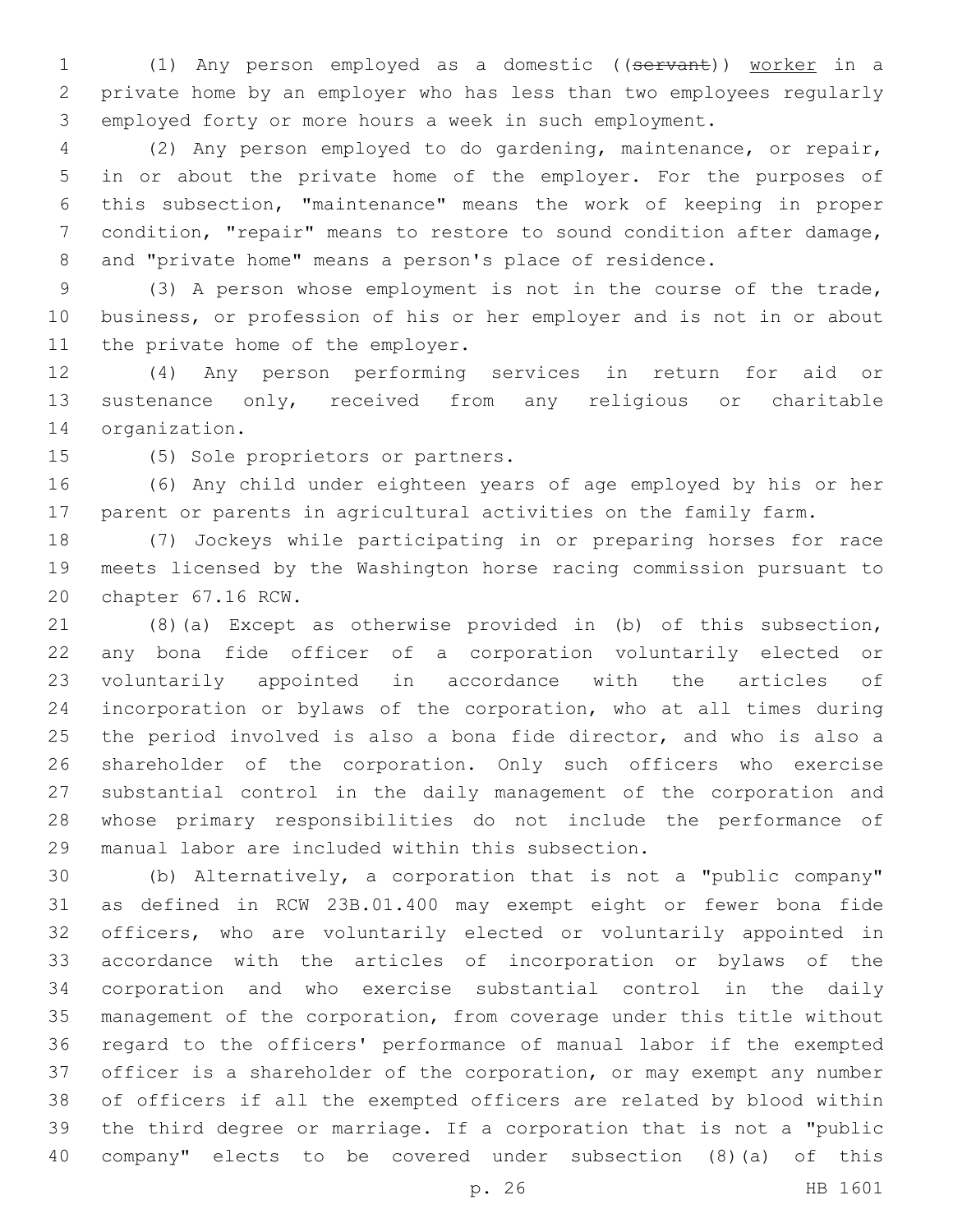(1) Any person employed as a domestic ((~~servant~~)) worker in a private home by an employer who has less than two employees regularly employed forty or more hours a week in such employment.

(2) Any person employed to do gardening, maintenance, or repair, in or about the private home of the employer. For the purposes of this subsection, "maintenance" means the work of keeping in proper condition, "repair" means to restore to sound condition after damage, and "private home" means a person's place of residence.

(3) A person whose employment is not in the course of the trade, business, or profession of his or her employer and is not in or about the private home of the employer.

(4) Any person performing services in return for aid or sustenance only, received from any religious or charitable organization.

(5) Sole proprietors or partners.

(6) Any child under eighteen years of age employed by his or her parent or parents in agricultural activities on the family farm.

(7) Jockeys while participating in or preparing horses for race meets licensed by the Washington horse racing commission pursuant to chapter 67.16 RCW.

(8)(a) Except as otherwise provided in (b) of this subsection, any bona fide officer of a corporation voluntarily elected or voluntarily appointed in accordance with the articles of incorporation or bylaws of the corporation, who at all times during the period involved is also a bona fide director, and who is also a shareholder of the corporation. Only such officers who exercise substantial control in the daily management of the corporation and whose primary responsibilities do not include the performance of manual labor are included within this subsection.

(b) Alternatively, a corporation that is not a "public company" as defined in RCW 23B.01.400 may exempt eight or fewer bona fide officers, who are voluntarily elected or voluntarily appointed in accordance with the articles of incorporation or bylaws of the corporation and who exercise substantial control in the daily management of the corporation, from coverage under this title without regard to the officers' performance of manual labor if the exempted officer is a shareholder of the corporation, or may exempt any number of officers if all the exempted officers are related by blood within the third degree or marriage. If a corporation that is not a "public company" elects to be covered under subsection (8)(a) of this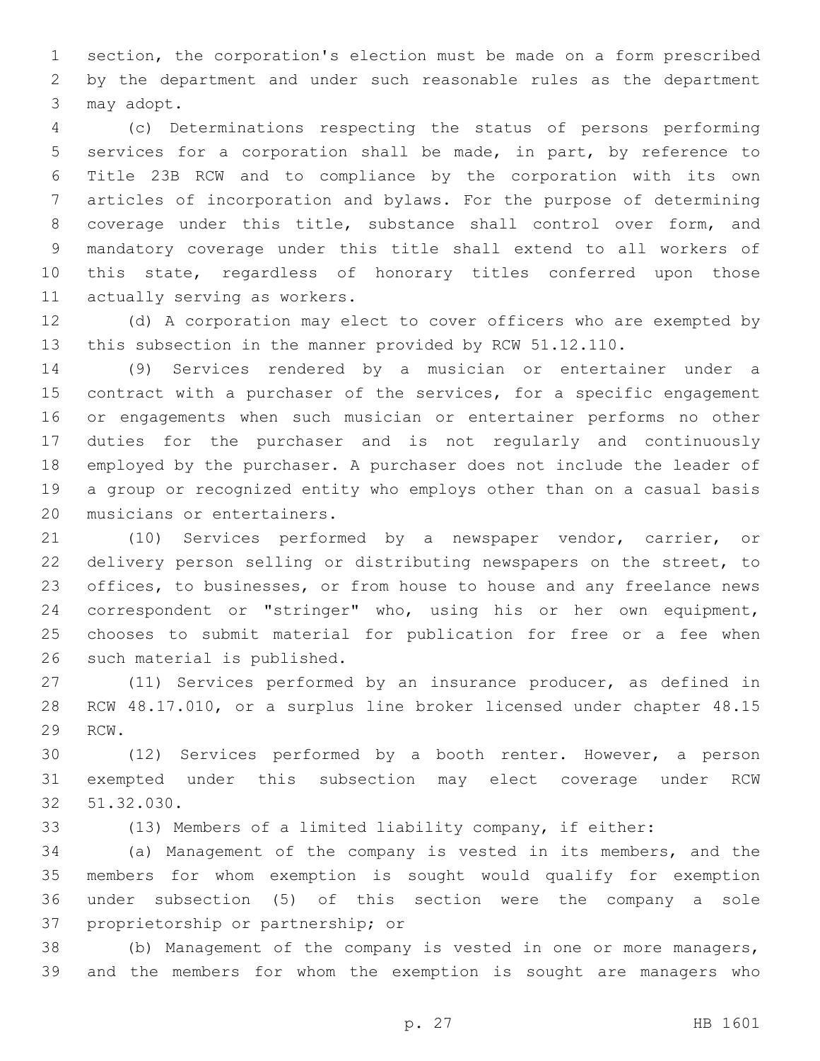section, the corporation's election must be made on a form prescribed by the department and under such reasonable rules as the department may adopt.

(c) Determinations respecting the status of persons performing services for a corporation shall be made, in part, by reference to Title 23B RCW and to compliance by the corporation with its own articles of incorporation and bylaws. For the purpose of determining coverage under this title, substance shall control over form, and mandatory coverage under this title shall extend to all workers of this state, regardless of honorary titles conferred upon those actually serving as workers.

(d) A corporation may elect to cover officers who are exempted by this subsection in the manner provided by RCW 51.12.110.

(9) Services rendered by a musician or entertainer under a contract with a purchaser of the services, for a specific engagement or engagements when such musician or entertainer performs no other duties for the purchaser and is not regularly and continuously employed by the purchaser. A purchaser does not include the leader of a group or recognized entity who employs other than on a casual basis musicians or entertainers.

(10) Services performed by a newspaper vendor, carrier, or delivery person selling or distributing newspapers on the street, to offices, to businesses, or from house to house and any freelance news correspondent or "stringer" who, using his or her own equipment, chooses to submit material for publication for free or a fee when such material is published.

(11) Services performed by an insurance producer, as defined in RCW 48.17.010, or a surplus line broker licensed under chapter 48.15 RCW.

(12) Services performed by a booth renter. However, a person exempted under this subsection may elect coverage under RCW 51.32.030.

(13) Members of a limited liability company, if either:

(a) Management of the company is vested in its members, and the members for whom exemption is sought would qualify for exemption under subsection (5) of this section were the company a sole proprietorship or partnership; or

(b) Management of the company is vested in one or more managers, and the members for whom the exemption is sought are managers who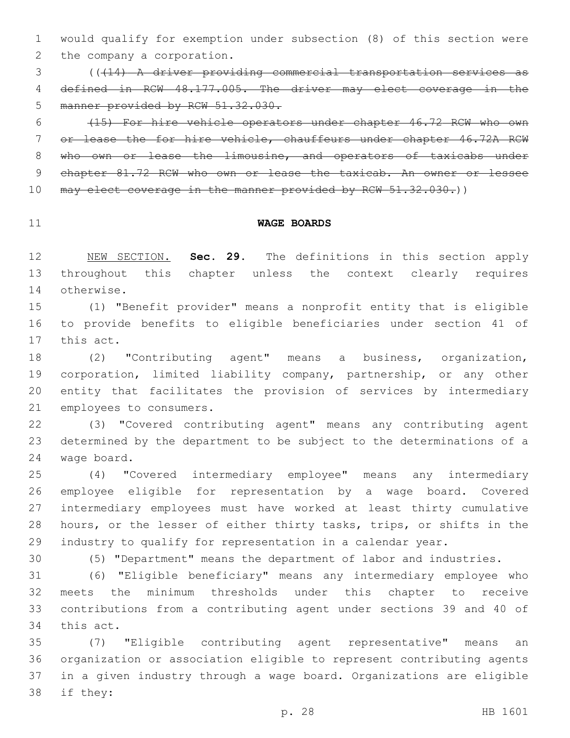would qualify for exemption under subsection (8) of this section were the company a corporation.

(( ~~(14) A driver providing commercial transportation services as defined in RCW 48.177.005. The driver may elect coverage in the manner provided by RCW 51.32.030.~~

~~(15) For hire vehicle operators under chapter 46.72 RCW who own or lease the for hire vehicle, chauffeurs under chapter 46.72A RCW who own or lease the limousine, and operators of taxicabs under chapter 81.72 RCW who own or lease the taxicab. An owner or lessee may elect coverage in the manner provided by RCW 51.32.030.~~ ))

**WAGE BOARDS**

NEW SECTION. **Sec. 29.** The definitions in this section apply throughout this chapter unless the context clearly requires otherwise.

(1) "Benefit provider" means a nonprofit entity that is eligible to provide benefits to eligible beneficiaries under section 41 of this act.

(2) "Contributing agent" means a business, organization, corporation, limited liability company, partnership, or any other entity that facilitates the provision of services by intermediary employees to consumers.

(3) "Covered contributing agent" means any contributing agent determined by the department to be subject to the determinations of a wage board.

(4) "Covered intermediary employee" means any intermediary employee eligible for representation by a wage board. Covered intermediary employees must have worked at least thirty cumulative hours, or the lesser of either thirty tasks, trips, or shifts in the industry to qualify for representation in a calendar year.

(5) "Department" means the department of labor and industries.

(6) "Eligible beneficiary" means any intermediary employee who meets the minimum thresholds under this chapter to receive contributions from a contributing agent under sections 39 and 40 of this act.

(7) "Eligible contributing agent representative" means an organization or association eligible to represent contributing agents in a given industry through a wage board. Organizations are eligible if they: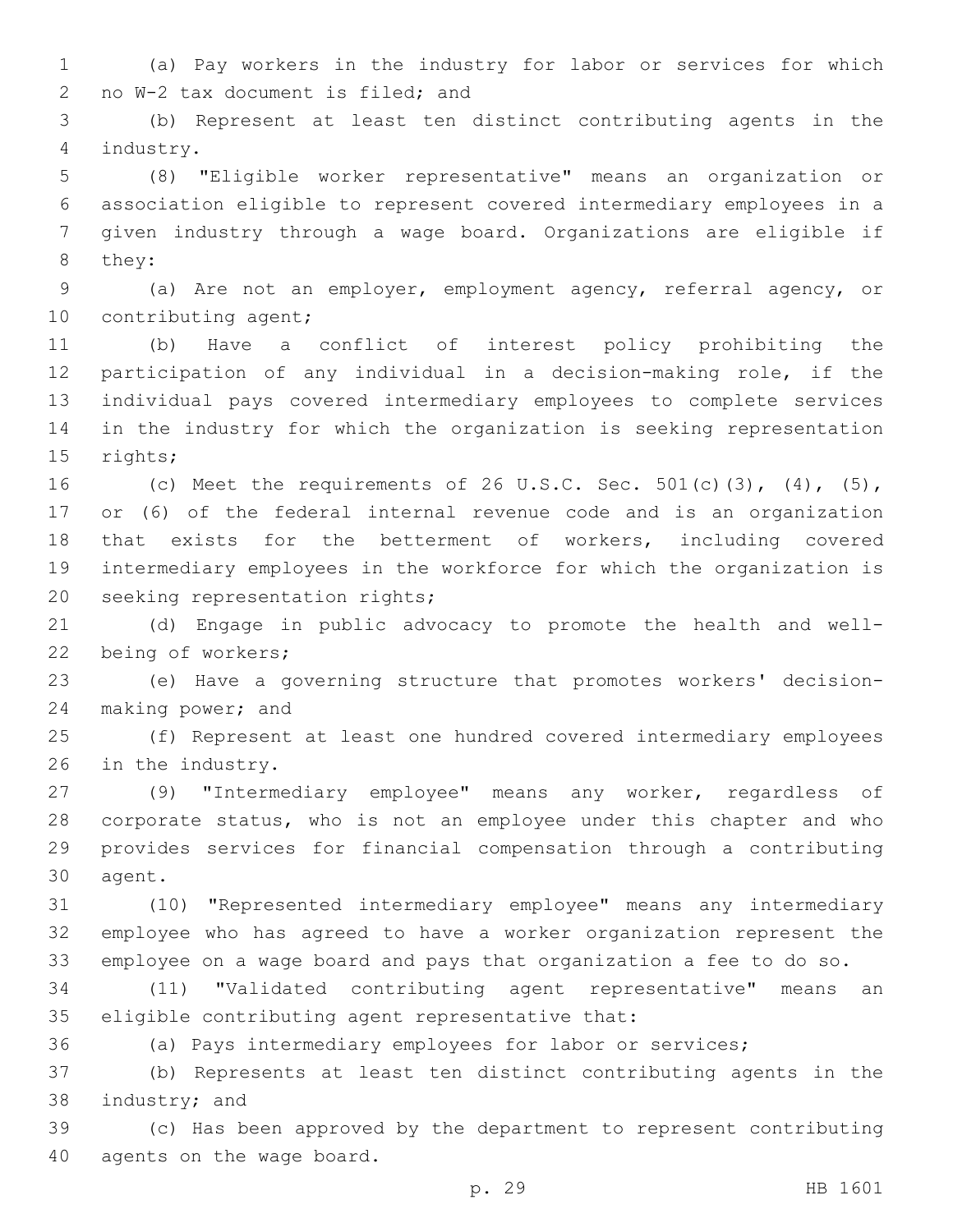(a) Pay workers in the industry for labor or services for which no W-2 tax document is filed; and

(b) Represent at least ten distinct contributing agents in the industry.

(8) "Eligible worker representative" means an organization or association eligible to represent covered intermediary employees in a given industry through a wage board. Organizations are eligible if they:

(a) Are not an employer, employment agency, referral agency, or contributing agent;

(b) Have a conflict of interest policy prohibiting the participation of any individual in a decision-making role, if the individual pays covered intermediary employees to complete services in the industry for which the organization is seeking representation rights;

(c) Meet the requirements of 26 U.S.C. Sec. 501(c)(3), (4), (5), or (6) of the federal internal revenue code and is an organization that exists for the betterment of workers, including covered intermediary employees in the workforce for which the organization is seeking representation rights;

(d) Engage in public advocacy to promote the health and well-being of workers;

(e) Have a governing structure that promotes workers' decision-making power; and

(f) Represent at least one hundred covered intermediary employees in the industry.

(9) "Intermediary employee" means any worker, regardless of corporate status, who is not an employee under this chapter and who provides services for financial compensation through a contributing agent.

(10) "Represented intermediary employee" means any intermediary employee who has agreed to have a worker organization represent the employee on a wage board and pays that organization a fee to do so.

(11) "Validated contributing agent representative" means an eligible contributing agent representative that:

(a) Pays intermediary employees for labor or services;

(b) Represents at least ten distinct contributing agents in the industry; and

(c) Has been approved by the department to represent contributing agents on the wage board.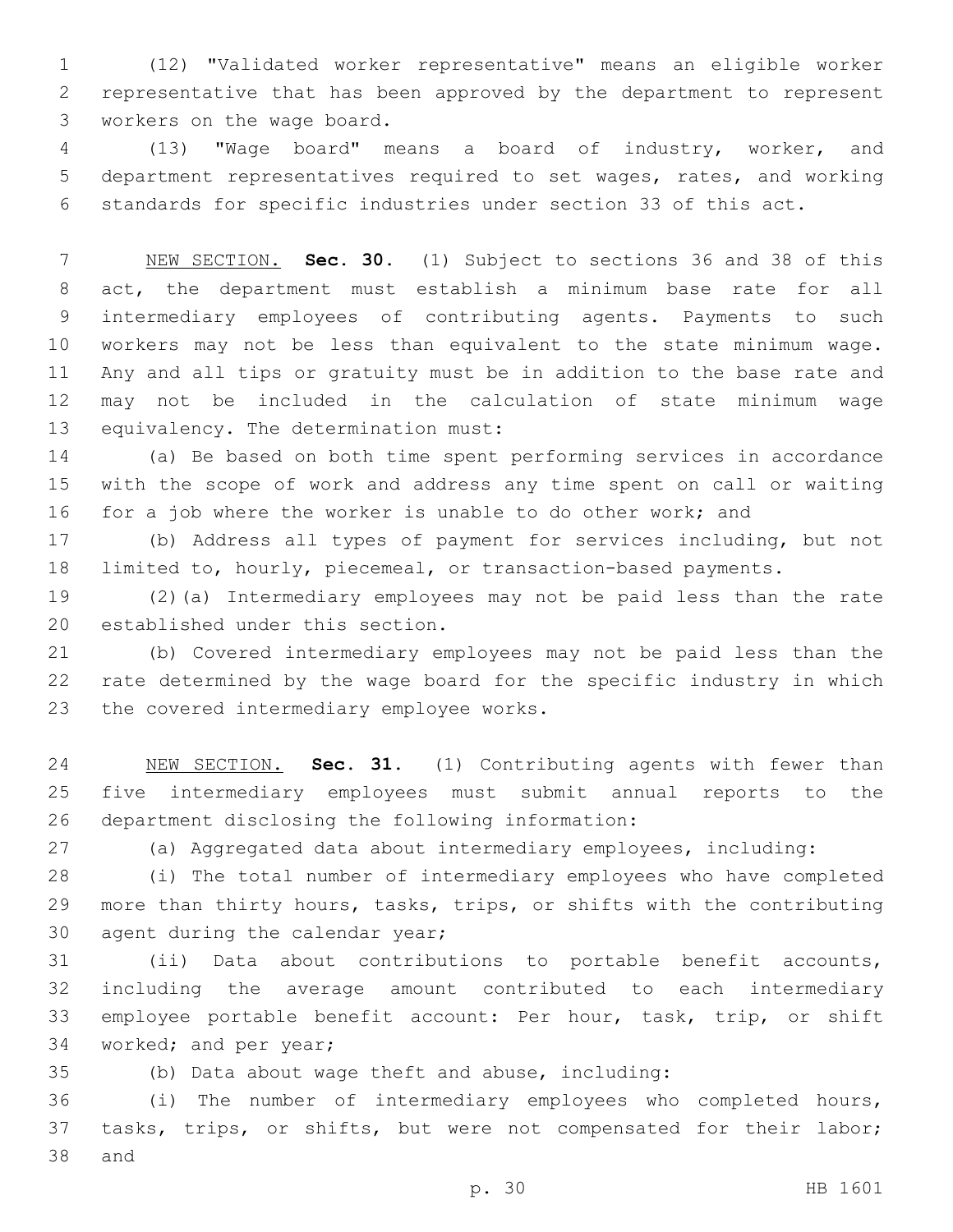(12) "Validated worker representative" means an eligible worker representative that has been approved by the department to represent workers on the wage board.

(13) "Wage board" means a board of industry, worker, and department representatives required to set wages, rates, and working standards for specific industries under section 33 of this act.

NEW SECTION. **Sec. 30.** (1) Subject to sections 36 and 38 of this act, the department must establish a minimum base rate for all intermediary employees of contributing agents. Payments to such workers may not be less than equivalent to the state minimum wage. Any and all tips or gratuity must be in addition to the base rate and may not be included in the calculation of state minimum wage equivalency. The determination must:

(a) Be based on both time spent performing services in accordance with the scope of work and address any time spent on call or waiting for a job where the worker is unable to do other work; and

(b) Address all types of payment for services including, but not limited to, hourly, piecemeal, or transaction-based payments.

(2)(a) Intermediary employees may not be paid less than the rate established under this section.

(b) Covered intermediary employees may not be paid less than the rate determined by the wage board for the specific industry in which the covered intermediary employee works.

NEW SECTION. **Sec. 31.** (1) Contributing agents with fewer than five intermediary employees must submit annual reports to the department disclosing the following information:

(a) Aggregated data about intermediary employees, including:

(i) The total number of intermediary employees who have completed more than thirty hours, tasks, trips, or shifts with the contributing agent during the calendar year;

(ii) Data about contributions to portable benefit accounts, including the average amount contributed to each intermediary employee portable benefit account: Per hour, task, trip, or shift worked; and per year;

(b) Data about wage theft and abuse, including:

(i) The number of intermediary employees who completed hours, tasks, trips, or shifts, but were not compensated for their labor; and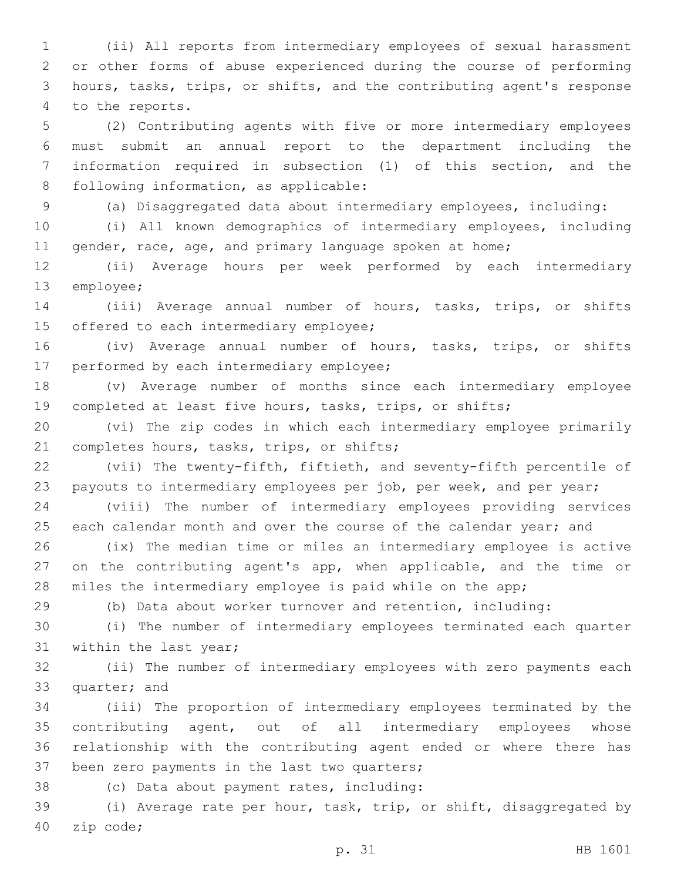(ii) All reports from intermediary employees of sexual harassment or other forms of abuse experienced during the course of performing hours, tasks, trips, or shifts, and the contributing agent's response to the reports.

(2) Contributing agents with five or more intermediary employees must submit an annual report to the department including the information required in subsection (1) of this section, and the following information, as applicable:

(a) Disaggregated data about intermediary employees, including:

(i) All known demographics of intermediary employees, including gender, race, age, and primary language spoken at home;

(ii) Average hours per week performed by each intermediary employee;

(iii) Average annual number of hours, tasks, trips, or shifts offered to each intermediary employee;

(iv) Average annual number of hours, tasks, trips, or shifts performed by each intermediary employee;

(v) Average number of months since each intermediary employee completed at least five hours, tasks, trips, or shifts;

(vi) The zip codes in which each intermediary employee primarily completes hours, tasks, trips, or shifts;

(vii) The twenty-fifth, fiftieth, and seventy-fifth percentile of payouts to intermediary employees per job, per week, and per year;

(viii) The number of intermediary employees providing services each calendar month and over the course of the calendar year; and

(ix) The median time or miles an intermediary employee is active on the contributing agent's app, when applicable, and the time or miles the intermediary employee is paid while on the app;

(b) Data about worker turnover and retention, including:

(i) The number of intermediary employees terminated each quarter within the last year;

(ii) The number of intermediary employees with zero payments each quarter; and

(iii) The proportion of intermediary employees terminated by the contributing agent, out of all intermediary employees whose relationship with the contributing agent ended or where there has been zero payments in the last two quarters;

(c) Data about payment rates, including:

(i) Average rate per hour, task, trip, or shift, disaggregated by zip code;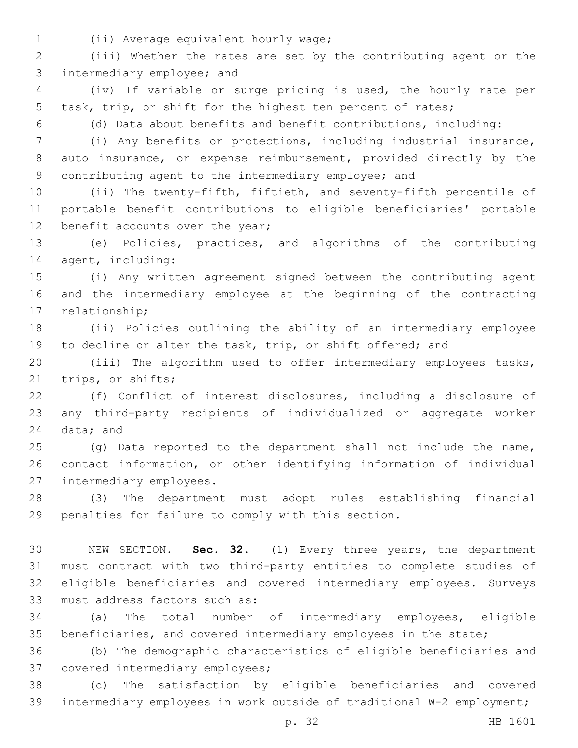(ii) Average equivalent hourly wage;

(iii) Whether the rates are set by the contributing agent or the intermediary employee; and

(iv) If variable or surge pricing is used, the hourly rate per task, trip, or shift for the highest ten percent of rates;

(d) Data about benefits and benefit contributions, including:

(i) Any benefits or protections, including industrial insurance, auto insurance, or expense reimbursement, provided directly by the contributing agent to the intermediary employee; and

(ii) The twenty-fifth, fiftieth, and seventy-fifth percentile of portable benefit contributions to eligible beneficiaries' portable benefit accounts over the year;

(e) Policies, practices, and algorithms of the contributing agent, including:

(i) Any written agreement signed between the contributing agent and the intermediary employee at the beginning of the contracting relationship;

(ii) Policies outlining the ability of an intermediary employee to decline or alter the task, trip, or shift offered; and

(iii) The algorithm used to offer intermediary employees tasks, trips, or shifts;

(f) Conflict of interest disclosures, including a disclosure of any third-party recipients of individualized or aggregate worker data; and

(g) Data reported to the department shall not include the name, contact information, or other identifying information of individual intermediary employees.

(3) The department must adopt rules establishing financial penalties for failure to comply with this section.

NEW SECTION. **Sec. 32.** (1) Every three years, the department must contract with two third-party entities to complete studies of eligible beneficiaries and covered intermediary employees. Surveys must address factors such as:

(a) The total number of intermediary employees, eligible beneficiaries, and covered intermediary employees in the state;

(b) The demographic characteristics of eligible beneficiaries and covered intermediary employees;

(c) The satisfaction by eligible beneficiaries and covered intermediary employees in work outside of traditional W-2 employment;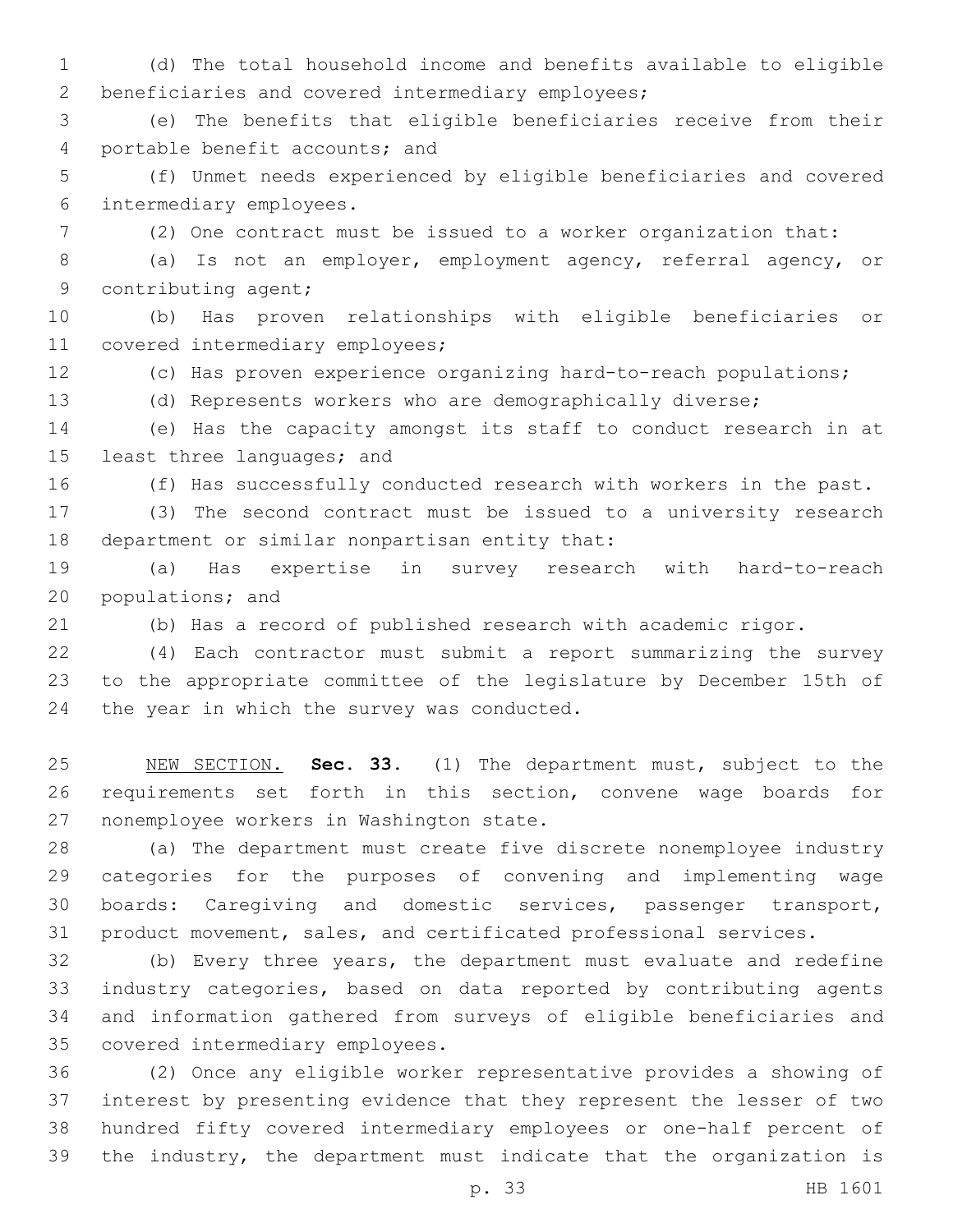(d) The total household income and benefits available to eligible beneficiaries and covered intermediary employees;

(e) The benefits that eligible beneficiaries receive from their portable benefit accounts; and

(f) Unmet needs experienced by eligible beneficiaries and covered intermediary employees.

(2) One contract must be issued to a worker organization that:

(a) Is not an employer, employment agency, referral agency, or contributing agent;

(b) Has proven relationships with eligible beneficiaries or covered intermediary employees;

(c) Has proven experience organizing hard-to-reach populations;

(d) Represents workers who are demographically diverse;

(e) Has the capacity amongst its staff to conduct research in at least three languages; and

(f) Has successfully conducted research with workers in the past.

(3) The second contract must be issued to a university research department or similar nonpartisan entity that:

(a) Has expertise in survey research with hard-to-reach populations; and

(b) Has a record of published research with academic rigor.

(4) Each contractor must submit a report summarizing the survey to the appropriate committee of the legislature by December 15th of the year in which the survey was conducted.

NEW SECTION. **Sec. 33.** (1) The department must, subject to the requirements set forth in this section, convene wage boards for nonemployee workers in Washington state.

(a) The department must create five discrete nonemployee industry categories for the purposes of convening and implementing wage boards: Caregiving and domestic services, passenger transport, product movement, sales, and certificated professional services.

(b) Every three years, the department must evaluate and redefine industry categories, based on data reported by contributing agents and information gathered from surveys of eligible beneficiaries and covered intermediary employees.

(2) Once any eligible worker representative provides a showing of interest by presenting evidence that they represent the lesser of two hundred fifty covered intermediary employees or one-half percent of the industry, the department must indicate that the organization is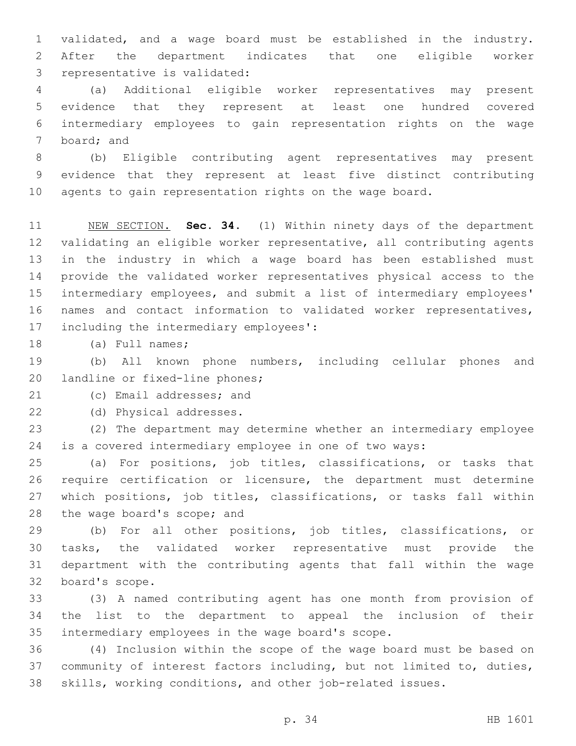validated, and a wage board must be established in the industry. After the department indicates that one eligible worker representative is validated:

(a) Additional eligible worker representatives may present evidence that they represent at least one hundred covered intermediary employees to gain representation rights on the wage board; and

(b) Eligible contributing agent representatives may present evidence that they represent at least five distinct contributing agents to gain representation rights on the wage board.

NEW SECTION. **Sec. 34.** (1) Within ninety days of the department validating an eligible worker representative, all contributing agents in the industry in which a wage board has been established must provide the validated worker representatives physical access to the intermediary employees, and submit a list of intermediary employees' names and contact information to validated worker representatives, including the intermediary employees':

(a) Full names;

(b) All known phone numbers, including cellular phones and landline or fixed-line phones;

(c) Email addresses; and

(d) Physical addresses.

(2) The department may determine whether an intermediary employee is a covered intermediary employee in one of two ways:

(a) For positions, job titles, classifications, or tasks that require certification or licensure, the department must determine which positions, job titles, classifications, or tasks fall within the wage board's scope; and

(b) For all other positions, job titles, classifications, or tasks, the validated worker representative must provide the department with the contributing agents that fall within the wage board's scope.

(3) A named contributing agent has one month from provision of the list to the department to appeal the inclusion of their intermediary employees in the wage board's scope.

(4) Inclusion within the scope of the wage board must be based on community of interest factors including, but not limited to, duties, skills, working conditions, and other job-related issues.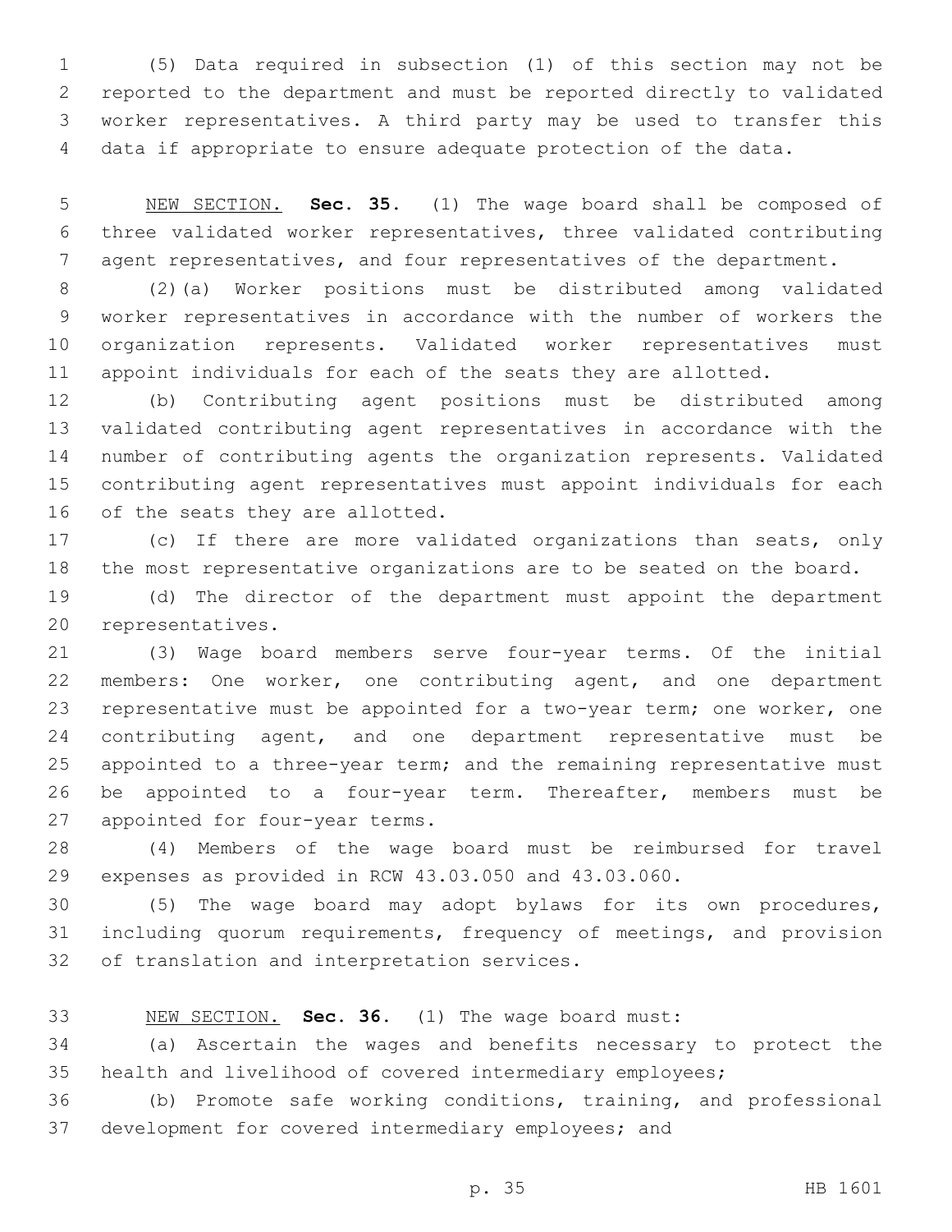(5) Data required in subsection (1) of this section may not be reported to the department and must be reported directly to validated worker representatives. A third party may be used to transfer this data if appropriate to ensure adequate protection of the data.

NEW SECTION. **Sec. 35.** (1) The wage board shall be composed of three validated worker representatives, three validated contributing agent representatives, and four representatives of the department.

(2)(a) Worker positions must be distributed among validated worker representatives in accordance with the number of workers the organization represents. Validated worker representatives must appoint individuals for each of the seats they are allotted.

(b) Contributing agent positions must be distributed among validated contributing agent representatives in accordance with the number of contributing agents the organization represents. Validated contributing agent representatives must appoint individuals for each of the seats they are allotted.

(c) If there are more validated organizations than seats, only the most representative organizations are to be seated on the board.

(d) The director of the department must appoint the department representatives.

(3) Wage board members serve four-year terms. Of the initial members: One worker, one contributing agent, and one department representative must be appointed for a two-year term; one worker, one contributing agent, and one department representative must be appointed to a three-year term; and the remaining representative must be appointed to a four-year term. Thereafter, members must be appointed for four-year terms.

(4) Members of the wage board must be reimbursed for travel expenses as provided in RCW 43.03.050 and 43.03.060.

(5) The wage board may adopt bylaws for its own procedures, including quorum requirements, frequency of meetings, and provision of translation and interpretation services.

NEW SECTION. **Sec. 36.** (1) The wage board must:

(a) Ascertain the wages and benefits necessary to protect the health and livelihood of covered intermediary employees;

(b) Promote safe working conditions, training, and professional development for covered intermediary employees; and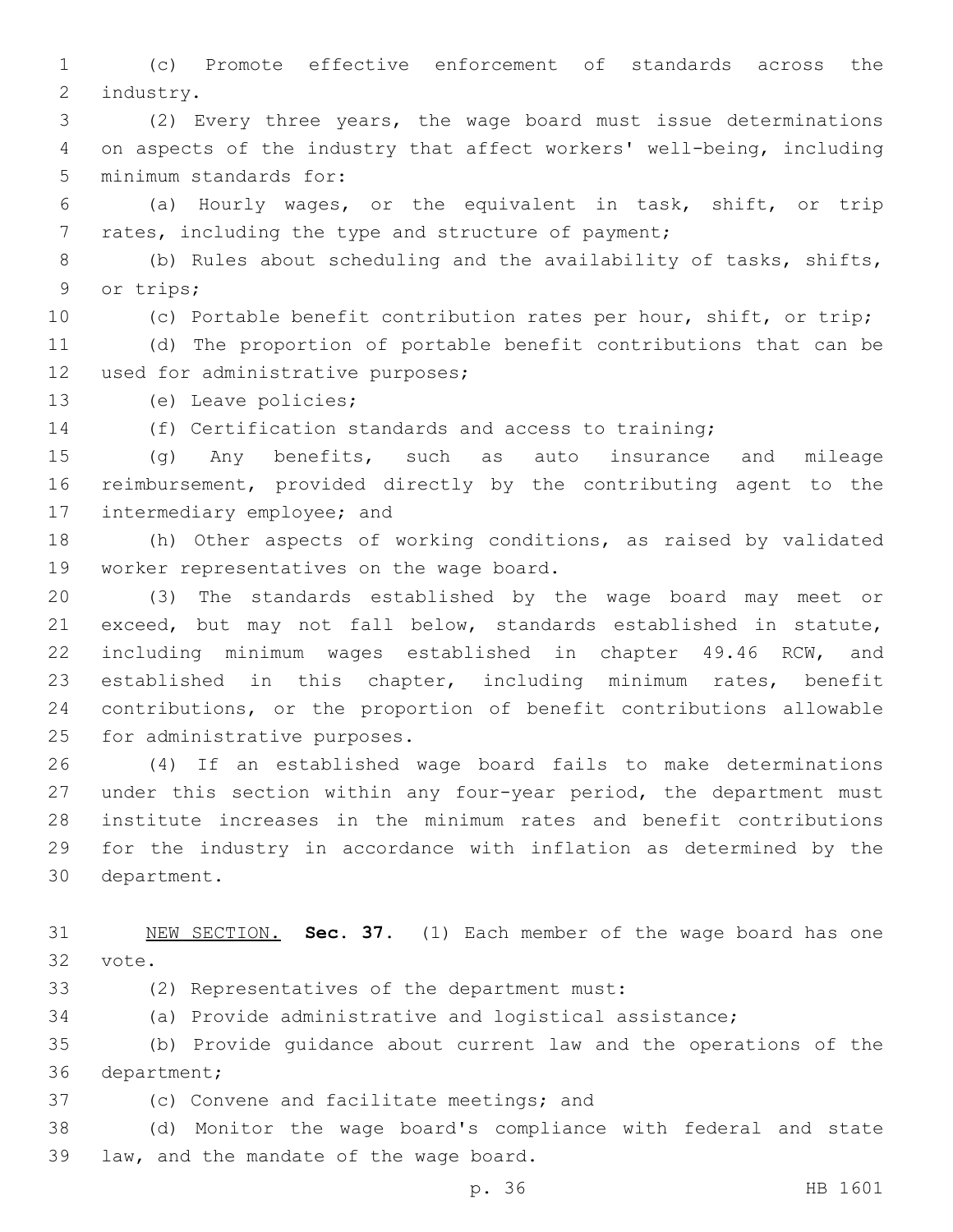(c) Promote effective enforcement of standards across the industry.

(2) Every three years, the wage board must issue determinations on aspects of the industry that affect workers' well-being, including minimum standards for:

(a) Hourly wages, or the equivalent in task, shift, or trip rates, including the type and structure of payment;

(b) Rules about scheduling and the availability of tasks, shifts, or trips;

(c) Portable benefit contribution rates per hour, shift, or trip;

(d) The proportion of portable benefit contributions that can be used for administrative purposes;

(e) Leave policies;

(f) Certification standards and access to training;

(g) Any benefits, such as auto insurance and mileage reimbursement, provided directly by the contributing agent to the intermediary employee; and

(h) Other aspects of working conditions, as raised by validated worker representatives on the wage board.

(3) The standards established by the wage board may meet or exceed, but may not fall below, standards established in statute, including minimum wages established in chapter 49.46 RCW, and established in this chapter, including minimum rates, benefit contributions, or the proportion of benefit contributions allowable for administrative purposes.

(4) If an established wage board fails to make determinations under this section within any four-year period, the department must institute increases in the minimum rates and benefit contributions for the industry in accordance with inflation as determined by the department.

NEW SECTION. **Sec. 37.** (1) Each member of the wage board has one vote.

(2) Representatives of the department must:

(a) Provide administrative and logistical assistance;

(b) Provide guidance about current law and the operations of the department;

(c) Convene and facilitate meetings; and

(d) Monitor the wage board's compliance with federal and state law, and the mandate of the wage board.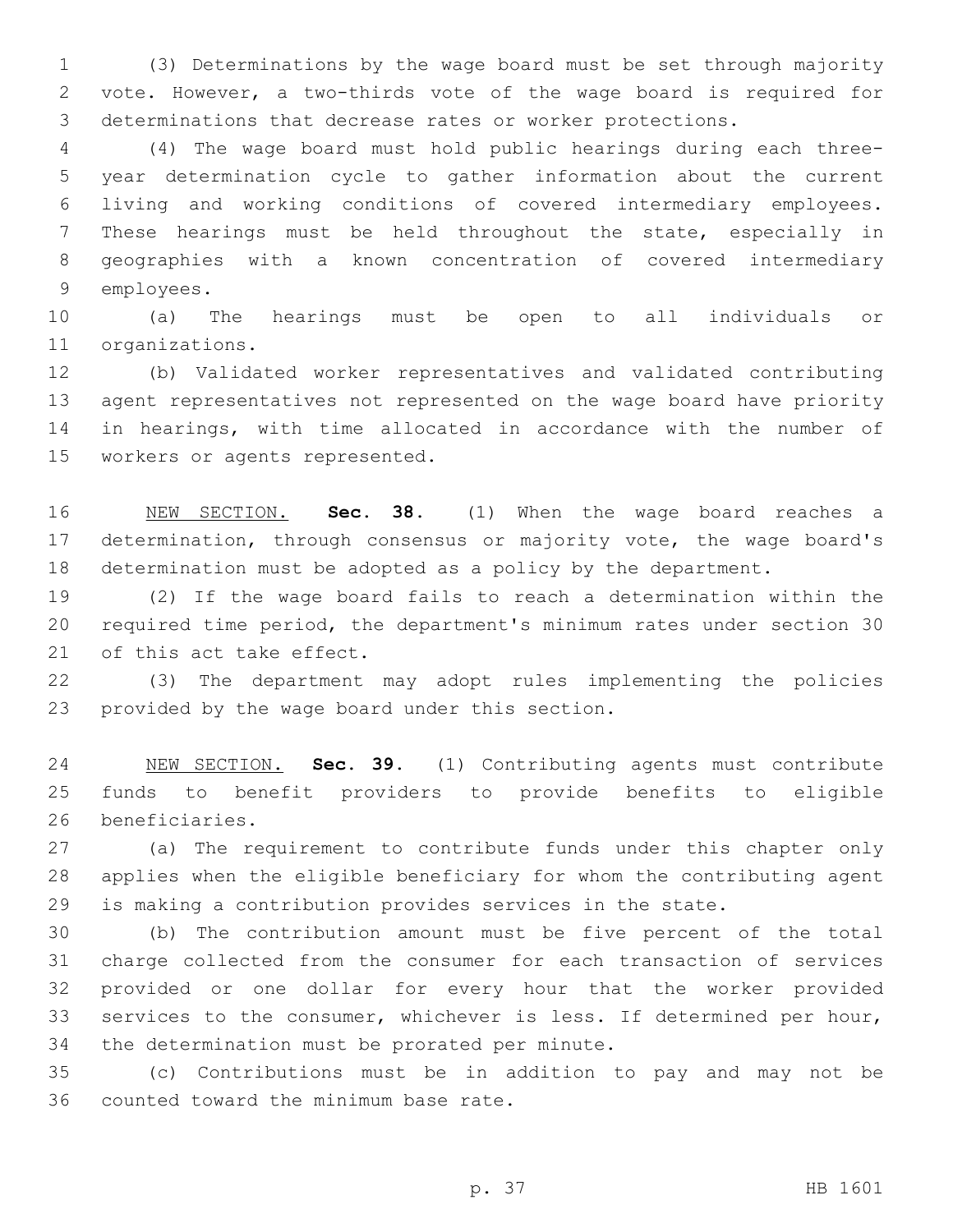(3) Determinations by the wage board must be set through majority vote. However, a two-thirds vote of the wage board is required for determinations that decrease rates or worker protections.

(4) The wage board must hold public hearings during each three-year determination cycle to gather information about the current living and working conditions of covered intermediary employees. These hearings must be held throughout the state, especially in geographies with a known concentration of covered intermediary employees.

(a) The hearings must be open to all individuals or organizations.

(b) Validated worker representatives and validated contributing agent representatives not represented on the wage board have priority in hearings, with time allocated in accordance with the number of workers or agents represented.

NEW SECTION. **Sec. 38.** (1) When the wage board reaches a determination, through consensus or majority vote, the wage board's determination must be adopted as a policy by the department.

(2) If the wage board fails to reach a determination within the required time period, the department's minimum rates under section 30 of this act take effect.

(3) The department may adopt rules implementing the policies provided by the wage board under this section.

NEW SECTION. **Sec. 39.** (1) Contributing agents must contribute funds to benefit providers to provide benefits to eligible beneficiaries.

(a) The requirement to contribute funds under this chapter only applies when the eligible beneficiary for whom the contributing agent is making a contribution provides services in the state.

(b) The contribution amount must be five percent of the total charge collected from the consumer for each transaction of services provided or one dollar for every hour that the worker provided services to the consumer, whichever is less. If determined per hour, the determination must be prorated per minute.

(c) Contributions must be in addition to pay and may not be counted toward the minimum base rate.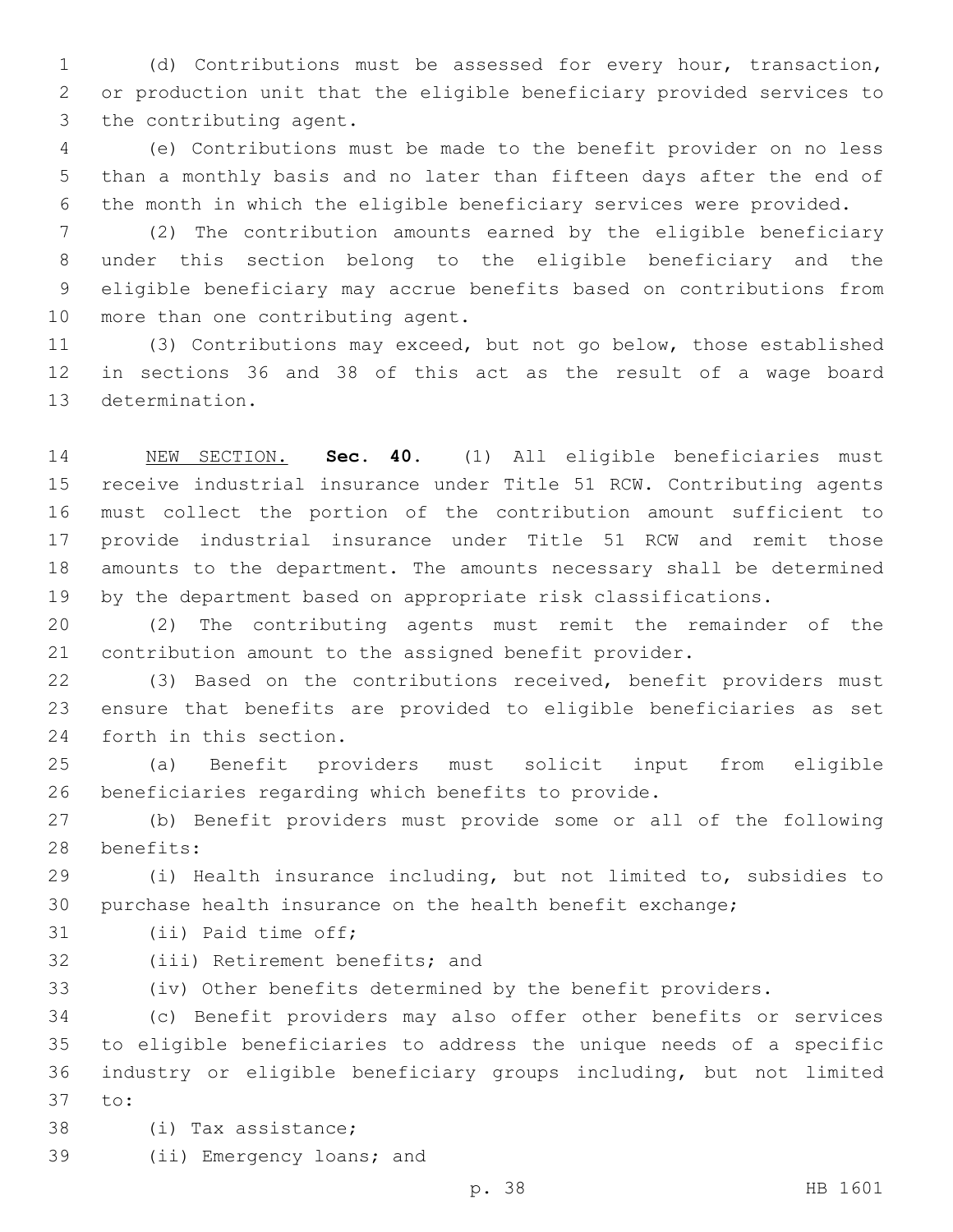(d) Contributions must be assessed for every hour, transaction, or production unit that the eligible beneficiary provided services to the contributing agent.

(e) Contributions must be made to the benefit provider on no less than a monthly basis and no later than fifteen days after the end of the month in which the eligible beneficiary services were provided.

(2) The contribution amounts earned by the eligible beneficiary under this section belong to the eligible beneficiary and the eligible beneficiary may accrue benefits based on contributions from more than one contributing agent.

(3) Contributions may exceed, but not go below, those established in sections 36 and 38 of this act as the result of a wage board determination.

NEW SECTION. **Sec. 40.** (1) All eligible beneficiaries must receive industrial insurance under Title 51 RCW. Contributing agents must collect the portion of the contribution amount sufficient to provide industrial insurance under Title 51 RCW and remit those amounts to the department. The amounts necessary shall be determined by the department based on appropriate risk classifications.

(2) The contributing agents must remit the remainder of the contribution amount to the assigned benefit provider.

(3) Based on the contributions received, benefit providers must ensure that benefits are provided to eligible beneficiaries as set forth in this section.

(a) Benefit providers must solicit input from eligible beneficiaries regarding which benefits to provide.

(b) Benefit providers must provide some or all of the following benefits:

(i) Health insurance including, but not limited to, subsidies to purchase health insurance on the health benefit exchange;

(ii) Paid time off;

(iii) Retirement benefits; and

(iv) Other benefits determined by the benefit providers.

(c) Benefit providers may also offer other benefits or services to eligible beneficiaries to address the unique needs of a specific industry or eligible beneficiary groups including, but not limited to:

(i) Tax assistance;

(ii) Emergency loans; and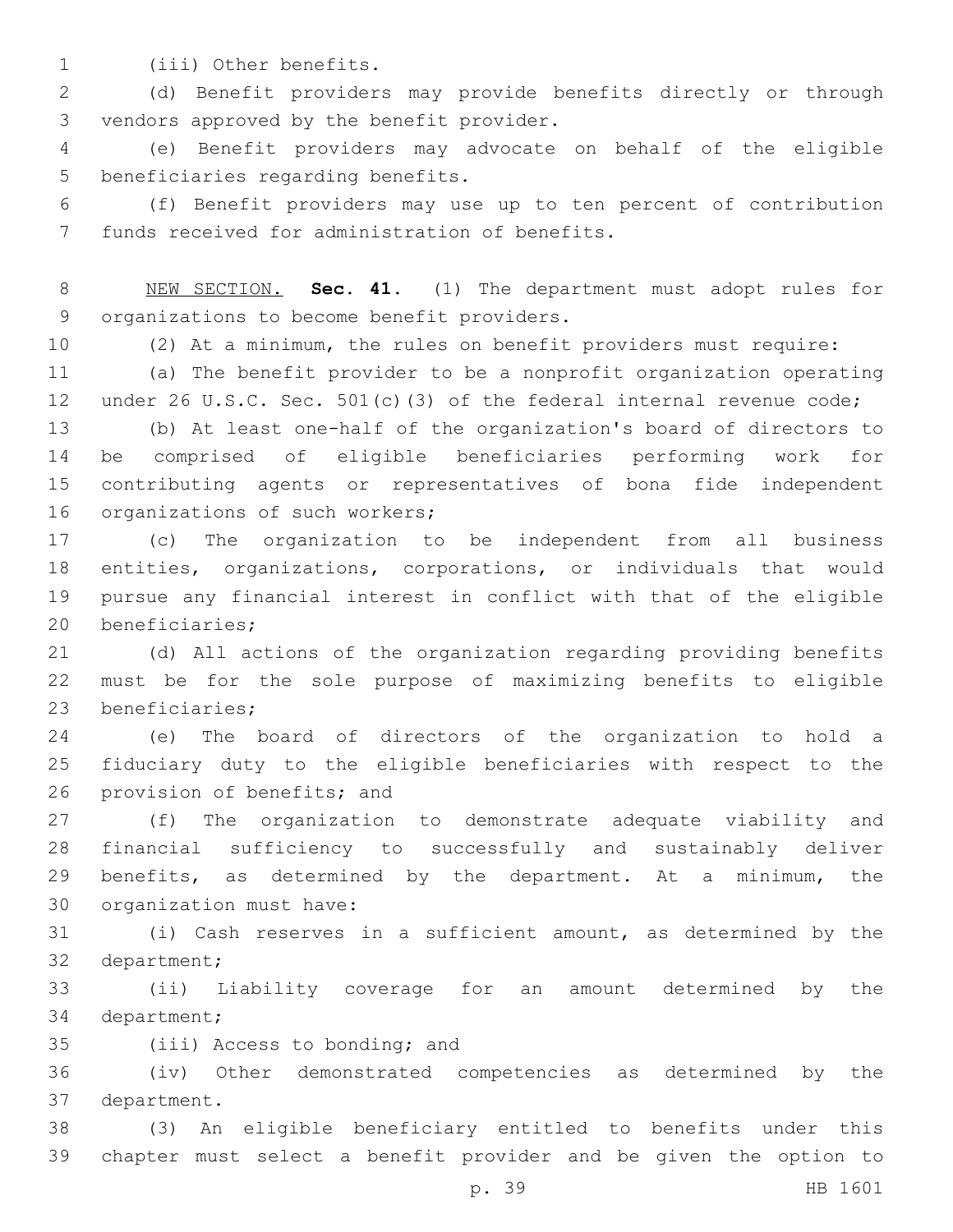(iii) Other benefits.

(d) Benefit providers may provide benefits directly or through vendors approved by the benefit provider.

(e) Benefit providers may advocate on behalf of the eligible beneficiaries regarding benefits.

(f) Benefit providers may use up to ten percent of contribution funds received for administration of benefits.

NEW SECTION. **Sec. 41.** (1) The department must adopt rules for organizations to become benefit providers.

(2) At a minimum, the rules on benefit providers must require:

(a) The benefit provider to be a nonprofit organization operating under 26 U.S.C. Sec. 501(c)(3) of the federal internal revenue code;

(b) At least one-half of the organization's board of directors to be comprised of eligible beneficiaries performing work for contributing agents or representatives of bona fide independent organizations of such workers;

(c) The organization to be independent from all business entities, organizations, corporations, or individuals that would pursue any financial interest in conflict with that of the eligible beneficiaries;

(d) All actions of the organization regarding providing benefits must be for the sole purpose of maximizing benefits to eligible beneficiaries;

(e) The board of directors of the organization to hold a fiduciary duty to the eligible beneficiaries with respect to the provision of benefits; and

(f) The organization to demonstrate adequate viability and financial sufficiency to successfully and sustainably deliver benefits, as determined by the department. At a minimum, the organization must have:

(i) Cash reserves in a sufficient amount, as determined by the department;

(ii) Liability coverage for an amount determined by the department;

(iii) Access to bonding; and

(iv) Other demonstrated competencies as determined by the department.

(3) An eligible beneficiary entitled to benefits under this chapter must select a benefit provider and be given the option to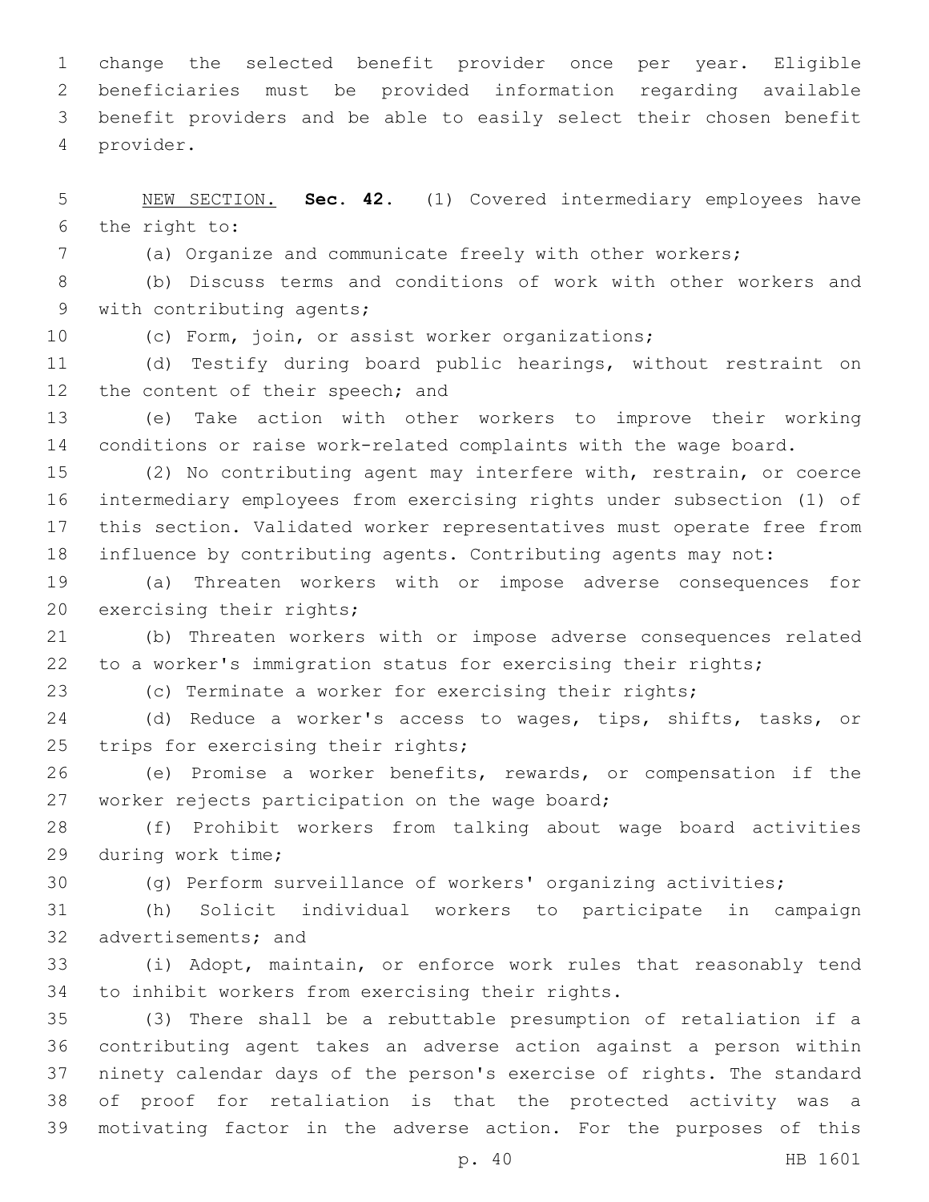change the selected benefit provider once per year. Eligible beneficiaries must be provided information regarding available benefit providers and be able to easily select their chosen benefit provider.

NEW SECTION. **Sec. 42.** (1) Covered intermediary employees have the right to:

(a) Organize and communicate freely with other workers;

(b) Discuss terms and conditions of work with other workers and with contributing agents;

(c) Form, join, or assist worker organizations;

(d) Testify during board public hearings, without restraint on the content of their speech; and

(e) Take action with other workers to improve their working conditions or raise work-related complaints with the wage board.

(2) No contributing agent may interfere with, restrain, or coerce intermediary employees from exercising rights under subsection (1) of this section. Validated worker representatives must operate free from influence by contributing agents. Contributing agents may not:

(a) Threaten workers with or impose adverse consequences for exercising their rights;

(b) Threaten workers with or impose adverse consequences related to a worker's immigration status for exercising their rights;

(c) Terminate a worker for exercising their rights;

(d) Reduce a worker's access to wages, tips, shifts, tasks, or trips for exercising their rights;

(e) Promise a worker benefits, rewards, or compensation if the worker rejects participation on the wage board;

(f) Prohibit workers from talking about wage board activities during work time;

(g) Perform surveillance of workers' organizing activities;

(h) Solicit individual workers to participate in campaign advertisements; and

(i) Adopt, maintain, or enforce work rules that reasonably tend to inhibit workers from exercising their rights.

(3) There shall be a rebuttable presumption of retaliation if a contributing agent takes an adverse action against a person within ninety calendar days of the person's exercise of rights. The standard of proof for retaliation is that the protected activity was a motivating factor in the adverse action. For the purposes of this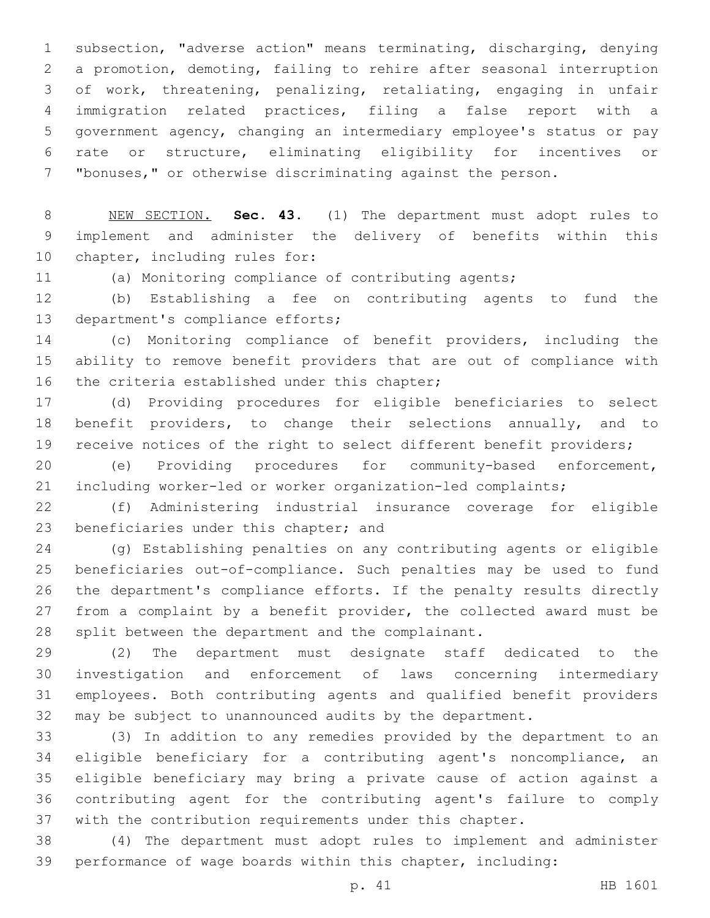subsection, "adverse action" means terminating, discharging, denying a promotion, demoting, failing to rehire after seasonal interruption of work, threatening, penalizing, retaliating, engaging in unfair immigration related practices, filing a false report with a government agency, changing an intermediary employee's status or pay rate or structure, eliminating eligibility for incentives or "bonuses," or otherwise discriminating against the person.

NEW SECTION. **Sec. 43.** (1) The department must adopt rules to implement and administer the delivery of benefits within this chapter, including rules for:

(a) Monitoring compliance of contributing agents;

(b) Establishing a fee on contributing agents to fund the department's compliance efforts;

(c) Monitoring compliance of benefit providers, including the ability to remove benefit providers that are out of compliance with the criteria established under this chapter;

(d) Providing procedures for eligible beneficiaries to select benefit providers, to change their selections annually, and to receive notices of the right to select different benefit providers;

(e) Providing procedures for community-based enforcement, including worker-led or worker organization-led complaints;

(f) Administering industrial insurance coverage for eligible beneficiaries under this chapter; and

(g) Establishing penalties on any contributing agents or eligible beneficiaries out-of-compliance. Such penalties may be used to fund the department's compliance efforts. If the penalty results directly from a complaint by a benefit provider, the collected award must be split between the department and the complainant.

(2) The department must designate staff dedicated to the investigation and enforcement of laws concerning intermediary employees. Both contributing agents and qualified benefit providers may be subject to unannounced audits by the department.

(3) In addition to any remedies provided by the department to an eligible beneficiary for a contributing agent's noncompliance, an eligible beneficiary may bring a private cause of action against a contributing agent for the contributing agent's failure to comply with the contribution requirements under this chapter.

(4) The department must adopt rules to implement and administer performance of wage boards within this chapter, including: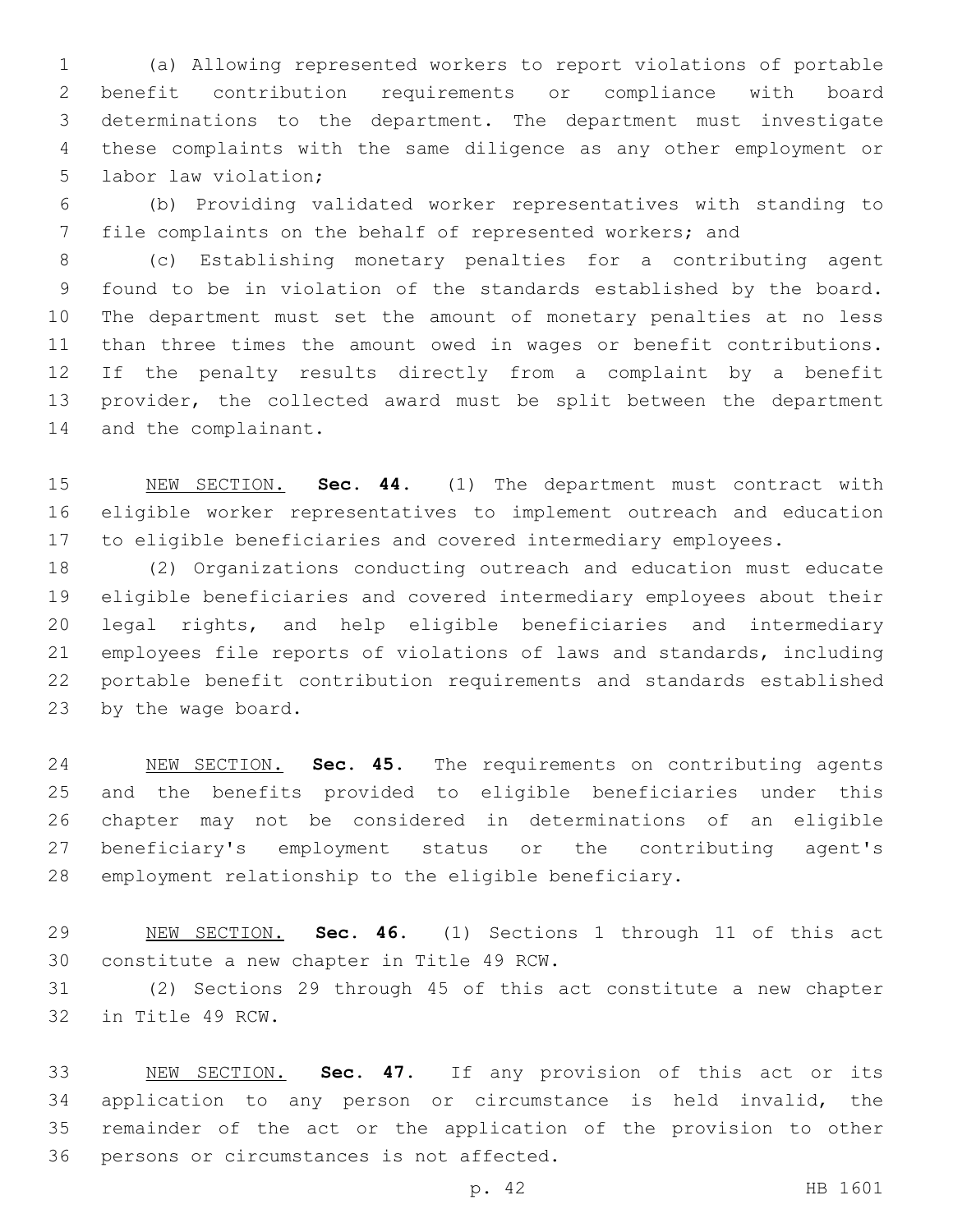(a) Allowing represented workers to report violations of portable benefit contribution requirements or compliance with board determinations to the department. The department must investigate these complaints with the same diligence as any other employment or labor law violation;

(b) Providing validated worker representatives with standing to file complaints on the behalf of represented workers; and

(c) Establishing monetary penalties for a contributing agent found to be in violation of the standards established by the board. The department must set the amount of monetary penalties at no less than three times the amount owed in wages or benefit contributions. If the penalty results directly from a complaint by a benefit provider, the collected award must be split between the department and the complainant.

NEW SECTION. **Sec. 44.** (1) The department must contract with eligible worker representatives to implement outreach and education to eligible beneficiaries and covered intermediary employees.

(2) Organizations conducting outreach and education must educate eligible beneficiaries and covered intermediary employees about their legal rights, and help eligible beneficiaries and intermediary employees file reports of violations of laws and standards, including portable benefit contribution requirements and standards established by the wage board.

NEW SECTION. **Sec. 45.** The requirements on contributing agents and the benefits provided to eligible beneficiaries under this chapter may not be considered in determinations of an eligible beneficiary's employment status or the contributing agent's employment relationship to the eligible beneficiary.

NEW SECTION. **Sec. 46.** (1) Sections 1 through 11 of this act constitute a new chapter in Title 49 RCW.

(2) Sections 29 through 45 of this act constitute a new chapter in Title 49 RCW.

NEW SECTION. **Sec. 47.** If any provision of this act or its application to any person or circumstance is held invalid, the remainder of the act or the application of the provision to other persons or circumstances is not affected.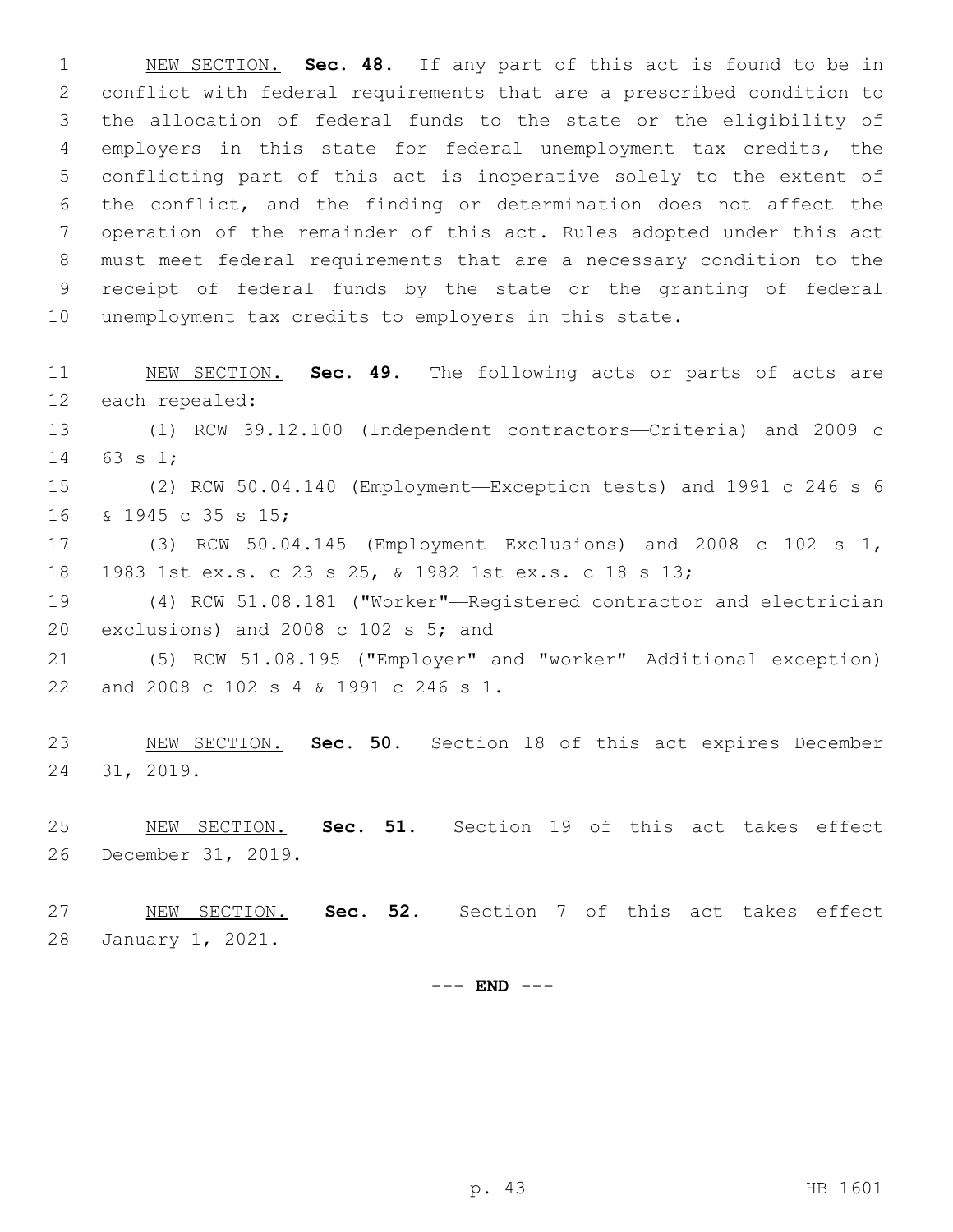NEW SECTION. **Sec. 48.** If any part of this act is found to be in conflict with federal requirements that are a prescribed condition to the allocation of federal funds to the state or the eligibility of employers in this state for federal unemployment tax credits, the conflicting part of this act is inoperative solely to the extent of the conflict, and the finding or determination does not affect the operation of the remainder of this act. Rules adopted under this act must meet federal requirements that are a necessary condition to the receipt of federal funds by the state or the granting of federal unemployment tax credits to employers in this state.

NEW SECTION. **Sec. 49.** The following acts or parts of acts are each repealed:

(1) RCW 39.12.100 (Independent contractors—Criteria) and 2009 c 63 s 1;

(2) RCW 50.04.140 (Employment—Exception tests) and 1991 c 246 s 6 & 1945 c 35 s 15;

(3) RCW 50.04.145 (Employment—Exclusions) and 2008 c 102 s 1, 1983 1st ex.s. c 23 s 25, & 1982 1st ex.s. c 18 s 13;

(4) RCW 51.08.181 ("Worker"—Registered contractor and electrician exclusions) and 2008 c 102 s 5; and

(5) RCW 51.08.195 ("Employer" and "worker"—Additional exception) and 2008 c 102 s 4 & 1991 c 246 s 1.

NEW SECTION. **Sec. 50.** Section 18 of this act expires December 31, 2019.

NEW SECTION. **Sec. 51.** Section 19 of this act takes effect December 31, 2019.

NEW SECTION. **Sec. 52.** Section 7 of this act takes effect January 1, 2021.

**--- END ---**